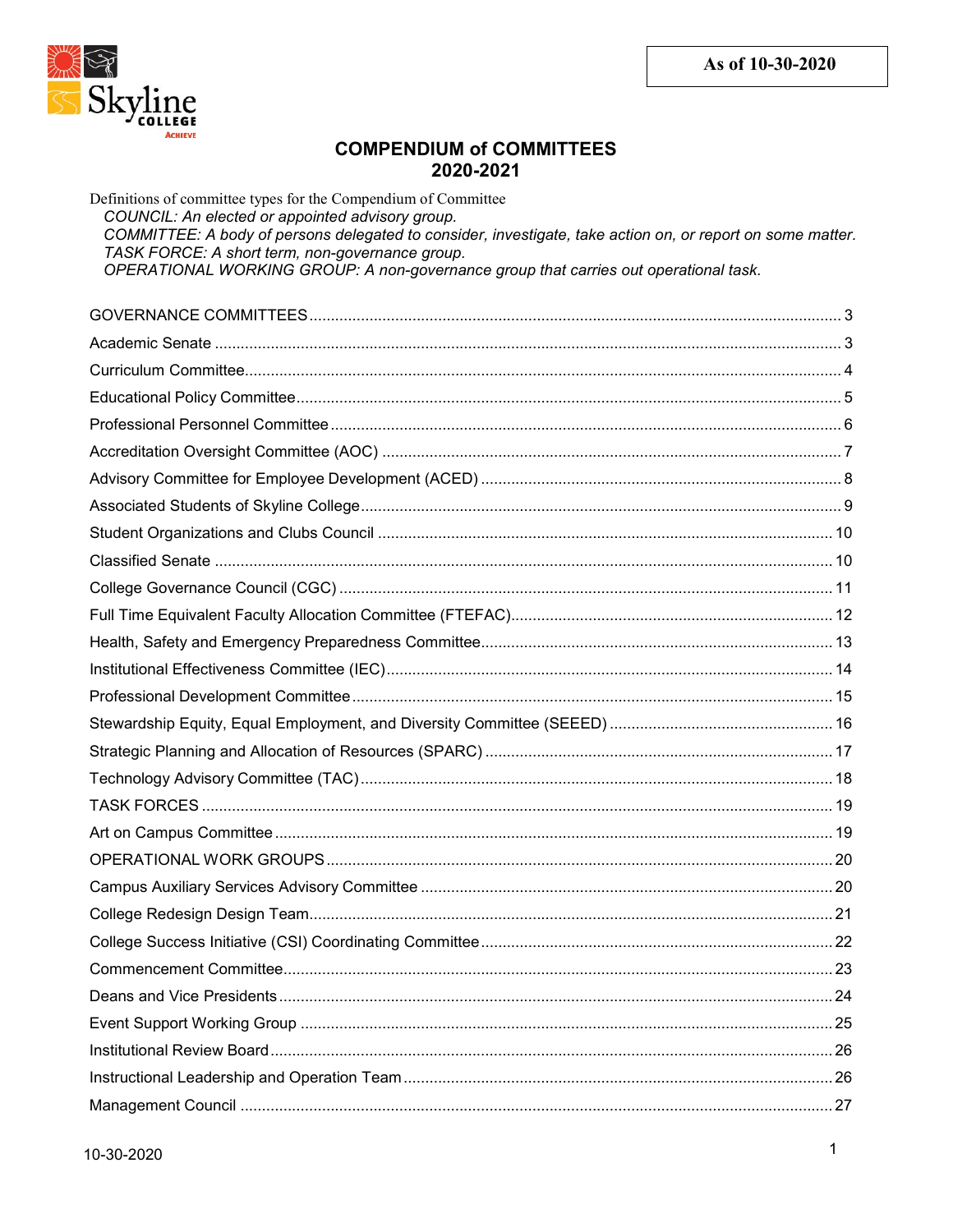As of 10-30-2020

# COMPENDIUM of COMMITTEES
## 2020-2021

Definitions of committee types for the Compendium of Committee

*COUNCIL: An elected or appointed advisory group.*
*COMMITTEE: A body of persons delegated to consider, investigate, take action on, or report on some matter.*
*TASK FORCE: A short term, non-governance group.*
*OPERATIONAL WORKING GROUP: A non-governance group that carries out operational task.*

GOVERNANCE COMMITTEES .......... 3
Academic Senate .......... 3
Curriculum Committee .......... 4
Educational Policy Committee .......... 5
Professional Personnel Committee .......... 6
Accreditation Oversight Committee (AOC) .......... 7
Advisory Committee for Employee Development (ACED) .......... 8
Associated Students of Skyline College .......... 9
Student Organizations and Clubs Council .......... 10
Classified Senate .......... 10
College Governance Council (CGC) .......... 11
Full Time Equivalent Faculty Allocation Committee (FTEFAC) .......... 12
Health, Safety and Emergency Preparedness Committee .......... 13
Institutional Effectiveness Committee (IEC) .......... 14
Professional Development Committee .......... 15
Stewardship Equity, Equal Employment, and Diversity Committee (SEEED) .......... 16
Strategic Planning and Allocation of Resources (SPARC) .......... 17
Technology Advisory Committee (TAC) .......... 18
TASK FORCES .......... 19
Art on Campus Committee .......... 19
OPERATIONAL WORK GROUPS .......... 20
Campus Auxiliary Services Advisory Committee .......... 20
College Redesign Design Team .......... 21
College Success Initiative (CSI) Coordinating Committee .......... 22
Commencement Committee .......... 23
Deans and Vice Presidents .......... 24
Event Support Working Group .......... 25
Institutional Review Board .......... 26
Instructional Leadership and Operation Team .......... 26
Management Council .......... 27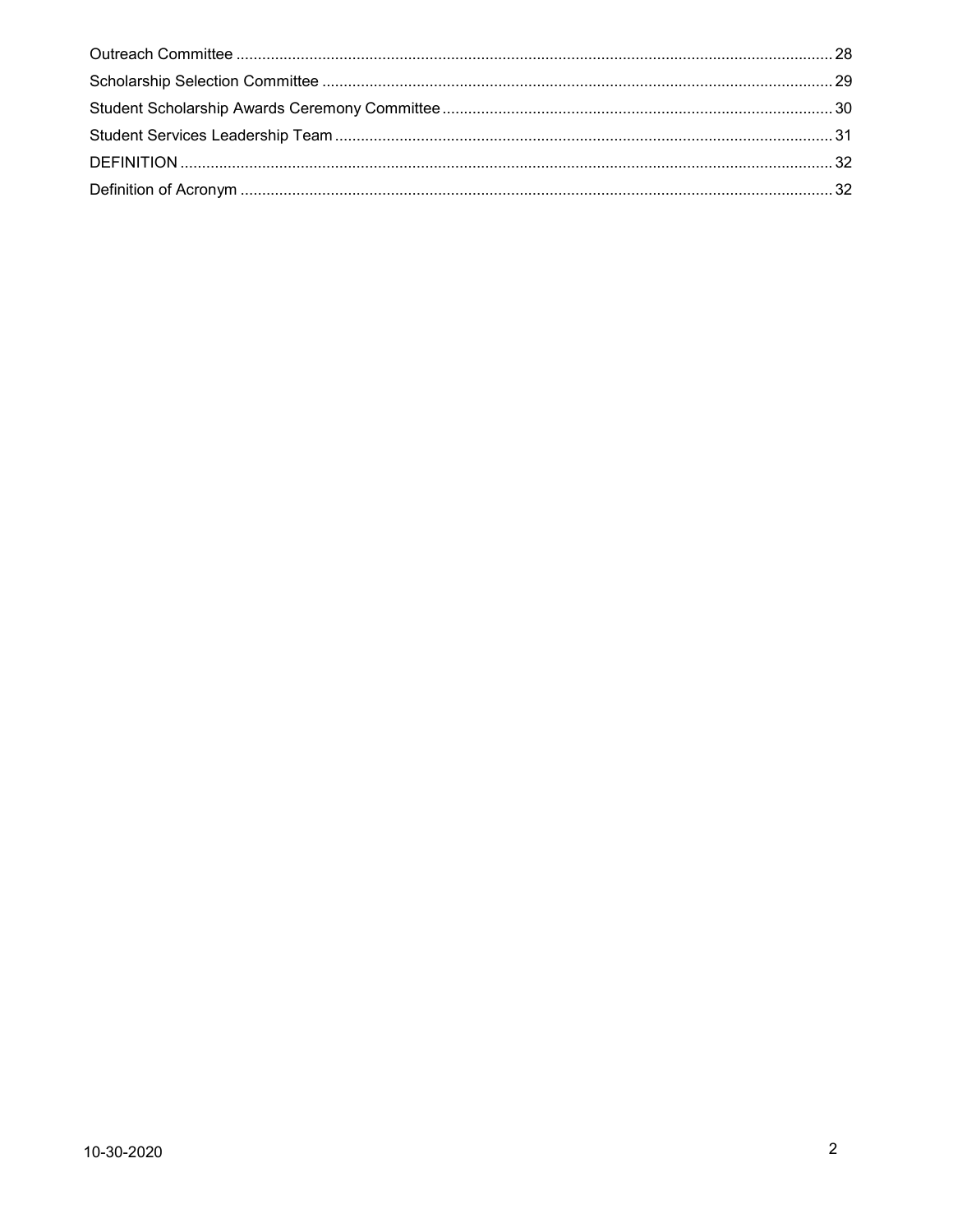Outreach Committee ........................................................................................................................................ 28
Scholarship Selection Committee ..................................................................................................................... 29
Student Scholarship Awards Ceremony Committee .......................................................................................... 30
Student Services Leadership Team ................................................................................................................... 31
DEFINITION ...................................................................................................................................................... 32
Definition of Acronym ........................................................................................................................................ 32

10-30-2020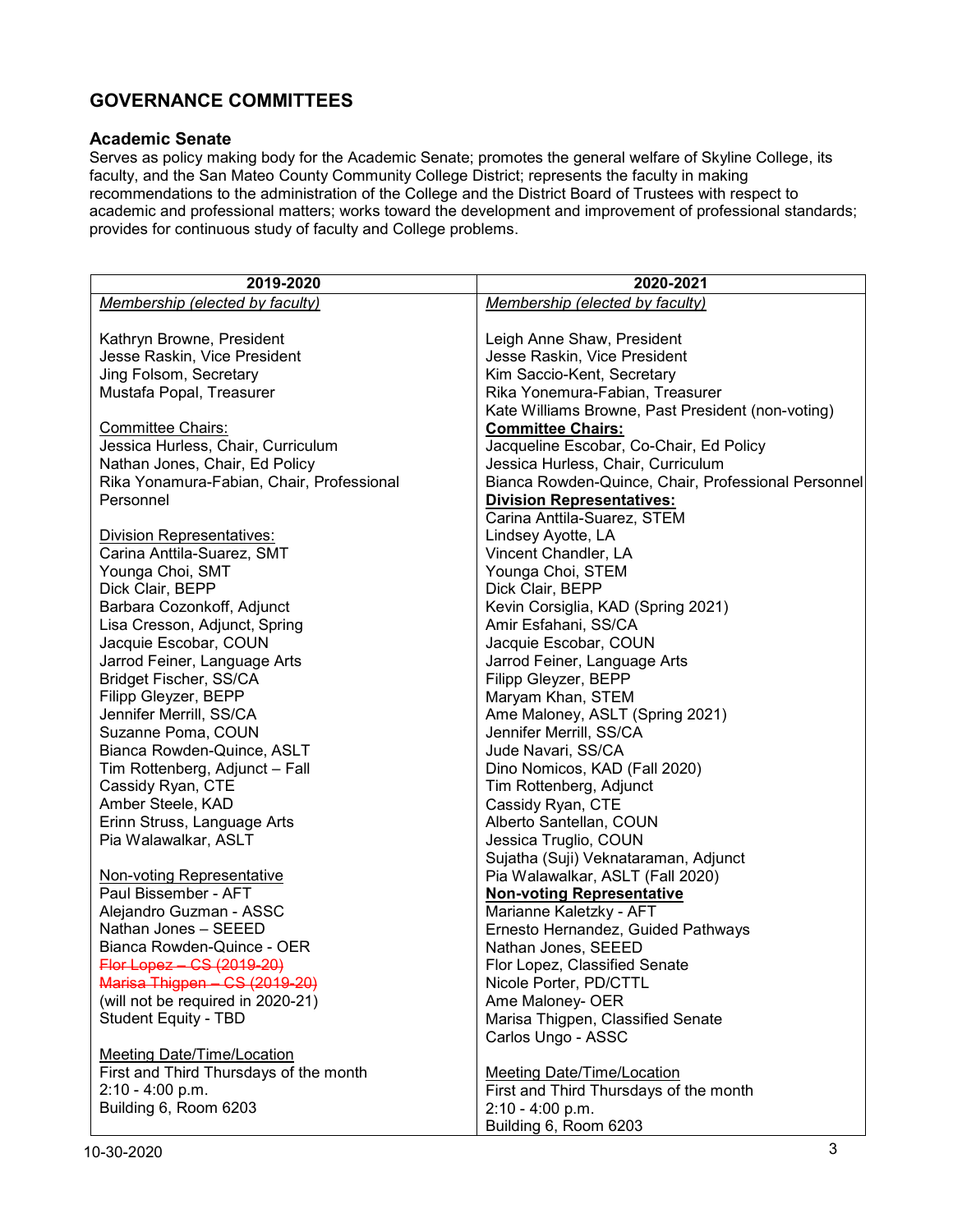# GOVERNANCE COMMITTEES

## Academic Senate

Serves as policy making body for the Academic Senate; promotes the general welfare of Skyline College, its faculty, and the San Mateo County Community College District; represents the faculty in making recommendations to the administration of the College and the District Board of Trustees with respect to academic and professional matters; works toward the development and improvement of professional standards; provides for continuous study of faculty and College problems.

| 2019-2020 | 2020-2021 |
|---|---|
| *Membership (elected by faculty)*<br><br>Kathryn Browne, President<br>Jesse Raskin, Vice President<br>Jing Folsom, Secretary<br>Mustafa Popal, Treasurer<br><br>Committee Chairs:<br>Jessica Hurless, Chair, Curriculum<br>Nathan Jones, Chair, Ed Policy<br>Rika Yonamura-Fabian, Chair, Professional Personnel<br><br>Division Representatives:<br>Carina Anttila-Suarez, SMT<br>Younga Choi, SMT<br>Dick Clair, BEPP<br>Barbara Cozonkoff, Adjunct<br>Lisa Cresson, Adjunct, Spring<br>Jacquie Escobar, COUN<br>Jarrod Feiner, Language Arts<br>Bridget Fischer, SS/CA<br>Filipp Gleyzer, BEPP<br>Jennifer Merrill, SS/CA<br>Suzanne Poma, COUN<br>Bianca Rowden-Quince, ASLT<br>Tim Rottenberg, Adjunct – Fall<br>Cassidy Ryan, CTE<br>Amber Steele, KAD<br>Erinn Struss, Language Arts<br>Pia Walawalkar, ASLT<br><br>Non-voting Representative<br>Paul Bissember - AFT<br>Alejandro Guzman - ASSC<br>Nathan Jones – SEEED<br>Bianca Rowden-Quince - OER<br>~~Flor Lopez – CS (2019-20)~~<br>~~Marisa Thigpen – CS (2019-20)~~<br>(will not be required in 2020-21)<br>Student Equity - TBD<br><br>Meeting Date/Time/Location<br>First and Third Thursdays of the month<br>2:10 - 4:00 p.m.<br>Building 6, Room 6203 | *Membership (elected by faculty)*<br><br>Leigh Anne Shaw, President<br>Jesse Raskin, Vice President<br>Kim Saccio-Kent, Secretary<br>Rika Yonemura-Fabian, Treasurer<br>Kate Williams Browne, Past President (non-voting)<br>**Committee Chairs:**<br>Jacqueline Escobar, Co-Chair, Ed Policy<br>Jessica Hurless, Chair, Curriculum<br>Bianca Rowden-Quince, Chair, Professional Personnel<br>**Division Representatives:**<br>Carina Anttila-Suarez, STEM<br>Lindsey Ayotte, LA<br>Vincent Chandler, LA<br>Younga Choi, STEM<br>Dick Clair, BEPP<br>Kevin Corsiglia, KAD (Spring 2021)<br>Amir Esfahani, SS/CA<br>Jacquie Escobar, COUN<br>Jarrod Feiner, Language Arts<br>Filipp Gleyzer, BEPP<br>Maryam Khan, STEM<br>Ame Maloney, ASLT (Spring 2021)<br>Jennifer Merrill, SS/CA<br>Jude Navari, SS/CA<br>Dino Nomicos, KAD (Fall 2020)<br>Tim Rottenberg, Adjunct<br>Cassidy Ryan, CTE<br>Alberto Santellan, COUN<br>Jessica Truglio, COUN<br>Sujatha (Suji) Veknataraman, Adjunct<br>Pia Walawalkar, ASLT (Fall 2020)<br>**Non-voting Representative**<br>Marianne Kaletzky - AFT<br>Ernesto Hernandez, Guided Pathways<br>Nathan Jones, SEEED<br>Flor Lopez, Classified Senate<br>Nicole Porter, PD/CTTL<br>Ame Maloney- OER<br>Marisa Thigpen, Classified Senate<br>Carlos Ungo - ASSC<br><br>Meeting Date/Time/Location<br>First and Third Thursdays of the month<br>2:10 - 4:00 p.m.<br>Building 6, Room 6203 |

10-30-2020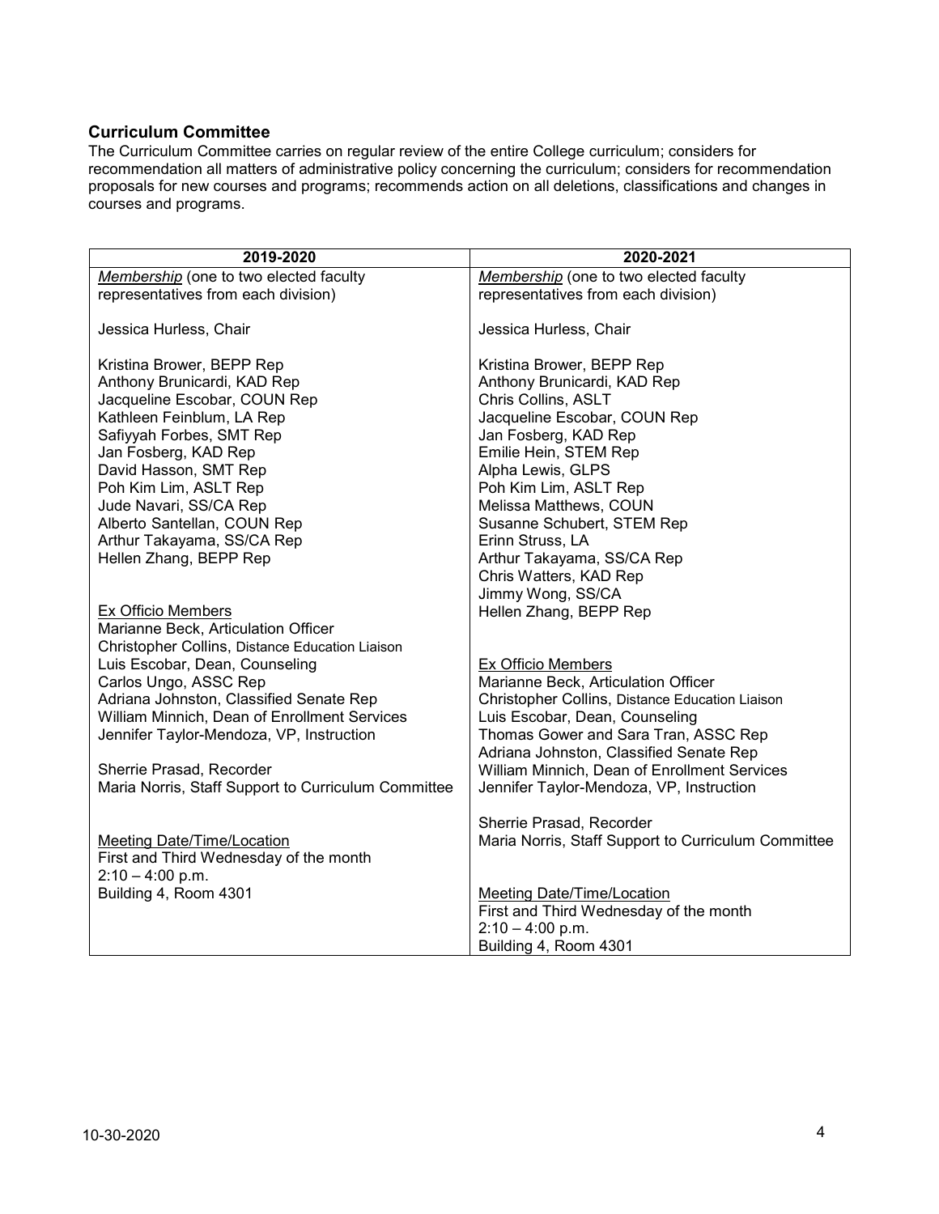### Curriculum Committee

The Curriculum Committee carries on regular review of the entire College curriculum; considers for recommendation all matters of administrative policy concerning the curriculum; considers for recommendation proposals for new courses and programs; recommends action on all deletions, classifications and changes in courses and programs.

| 2019-2020 | 2020-2021 |
|---|---|
| *Membership* (one to two elected faculty representatives from each division)<br><br>Jessica Hurless, Chair<br><br>Kristina Brower, BEPP Rep<br>Anthony Brunicardi, KAD Rep<br>Jacqueline Escobar, COUN Rep<br>Kathleen Feinblum, LA Rep<br>Safiyyah Forbes, SMT Rep<br>Jan Fosberg, KAD Rep<br>David Hasson, SMT Rep<br>Poh Kim Lim, ASLT Rep<br>Jude Navari, SS/CA Rep<br>Alberto Santellan, COUN Rep<br>Arthur Takayama, SS/CA Rep<br>Hellen Zhang, BEPP Rep<br><br>Ex Officio Members<br>Marianne Beck, Articulation Officer<br>Christopher Collins, Distance Education Liaison<br>Luis Escobar, Dean, Counseling<br>Carlos Ungo, ASSC Rep<br>Adriana Johnston, Classified Senate Rep<br>William Minnich, Dean of Enrollment Services<br>Jennifer Taylor-Mendoza, VP, Instruction<br><br>Sherrie Prasad, Recorder<br>Maria Norris, Staff Support to Curriculum Committee<br><br>Meeting Date/Time/Location<br>First and Third Wednesday of the month<br>2:10 – 4:00 p.m.<br>Building 4, Room 4301 | *Membership* (one to two elected faculty representatives from each division)<br><br>Jessica Hurless, Chair<br><br>Kristina Brower, BEPP Rep<br>Anthony Brunicardi, KAD Rep<br>Chris Collins, ASLT<br>Jacqueline Escobar, COUN Rep<br>Jan Fosberg, KAD Rep<br>Emilie Hein, STEM Rep<br>Alpha Lewis, GLPS<br>Poh Kim Lim, ASLT Rep<br>Melissa Matthews, COUN<br>Susanne Schubert, STEM Rep<br>Erinn Struss, LA<br>Arthur Takayama, SS/CA Rep<br>Chris Watters, KAD Rep<br>Jimmy Wong, SS/CA<br>Hellen Zhang, BEPP Rep<br><br>Ex Officio Members<br>Marianne Beck, Articulation Officer<br>Christopher Collins, Distance Education Liaison<br>Luis Escobar, Dean, Counseling<br>Thomas Gower and Sara Tran, ASSC Rep<br>Adriana Johnston, Classified Senate Rep<br>William Minnich, Dean of Enrollment Services<br>Jennifer Taylor-Mendoza, VP, Instruction<br><br>Sherrie Prasad, Recorder<br>Maria Norris, Staff Support to Curriculum Committee<br><br>Meeting Date/Time/Location<br>First and Third Wednesday of the month<br>2:10 – 4:00 p.m.<br>Building 4, Room 4301 |

10-30-2020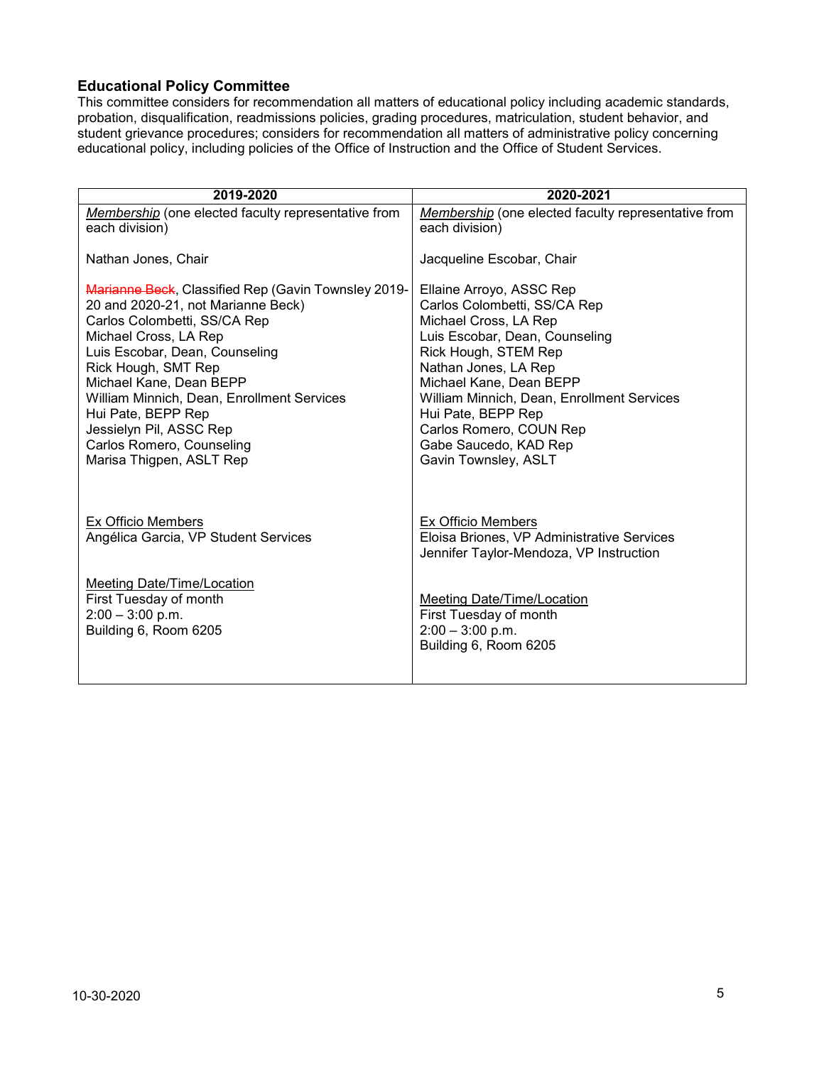**Educational Policy Committee**

This committee considers for recommendation all matters of educational policy including academic standards, probation, disqualification, readmissions policies, grading procedures, matriculation, student behavior, and student grievance procedures; considers for recommendation all matters of administrative policy concerning educational policy, including policies of the Office of Instruction and the Office of Student Services.

| 2019-2020 | 2020-2021 |
| --- | --- |
| *Membership* (one elected faculty representative from each division) | *Membership* (one elected faculty representative from each division) |
| Nathan Jones, Chair | Jacqueline Escobar, Chair |
| ~~Marianne Beck~~, Classified Rep (Gavin Townsley 2019-20 and 2020-21, not Marianne Beck)<br>Carlos Colombetti, SS/CA Rep<br>Michael Cross, LA Rep<br>Luis Escobar, Dean, Counseling<br>Rick Hough, SMT Rep<br>Michael Kane, Dean BEPP<br>William Minnich, Dean, Enrollment Services<br>Hui Pate, BEPP Rep<br>Jessielyn Pil, ASSC Rep<br>Carlos Romero, Counseling<br>Marisa Thigpen, ASLT Rep | Ellaine Arroyo, ASSC Rep<br>Carlos Colombetti, SS/CA Rep<br>Michael Cross, LA Rep<br>Luis Escobar, Dean, Counseling<br>Rick Hough, STEM Rep<br>Nathan Jones, LA Rep<br>Michael Kane, Dean BEPP<br>William Minnich, Dean, Enrollment Services<br>Hui Pate, BEPP Rep<br>Carlos Romero, COUN Rep<br>Gabe Saucedo, KAD Rep<br>Gavin Townsley, ASLT |
| Ex Officio Members<br>Angélica Garcia, VP Student Services | Ex Officio Members<br>Eloisa Briones, VP Administrative Services<br>Jennifer Taylor-Mendoza, VP Instruction |
| Meeting Date/Time/Location<br>First Tuesday of month<br>2:00 – 3:00 p.m.<br>Building 6, Room 6205 | Meeting Date/Time/Location<br>First Tuesday of month<br>2:00 – 3:00 p.m.<br>Building 6, Room 6205 |

10-30-2020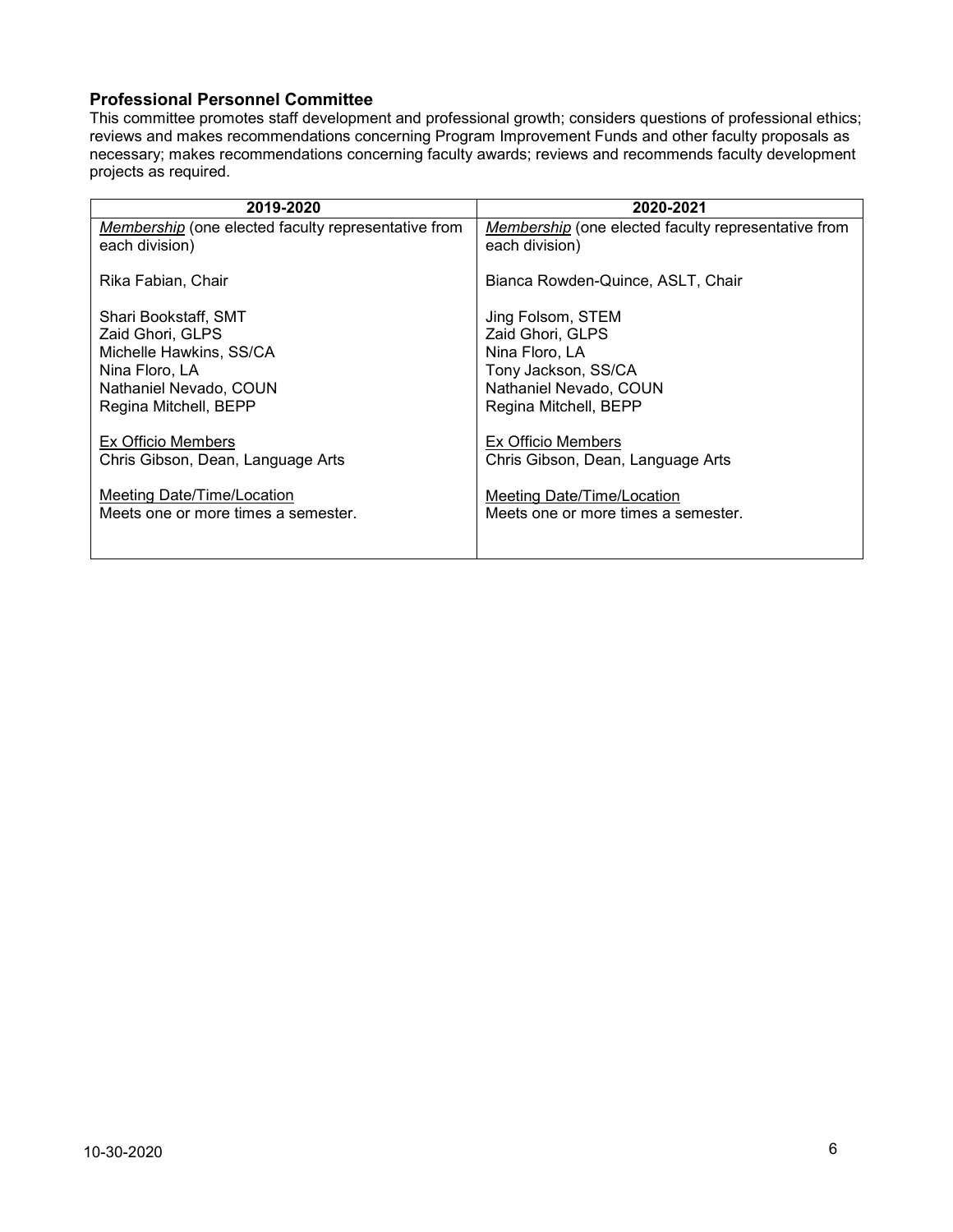### Professional Personnel Committee

This committee promotes staff development and professional growth; considers questions of professional ethics; reviews and makes recommendations concerning Program Improvement Funds and other faculty proposals as necessary; makes recommendations concerning faculty awards; reviews and recommends faculty development projects as required.

| 2019-2020 | 2020-2021 |
| --- | --- |
| *Membership* (one elected faculty representative from each division) | *Membership* (one elected faculty representative from each division) |
| Rika Fabian, Chair | Bianca Rowden-Quince, ASLT, Chair |
| Shari Bookstaff, SMT<br>Zaid Ghori, GLPS<br>Michelle Hawkins, SS/CA<br>Nina Floro, LA<br>Nathaniel Nevado, COUN<br>Regina Mitchell, BEPP | Jing Folsom, STEM<br>Zaid Ghori, GLPS<br>Nina Floro, LA<br>Tony Jackson, SS/CA<br>Nathaniel Nevado, COUN<br>Regina Mitchell, BEPP |
| Ex Officio Members<br>Chris Gibson, Dean, Language Arts | Ex Officio Members<br>Chris Gibson, Dean, Language Arts |
| Meeting Date/Time/Location<br>Meets one or more times a semester. | Meeting Date/Time/Location<br>Meets one or more times a semester. |

10-30-2020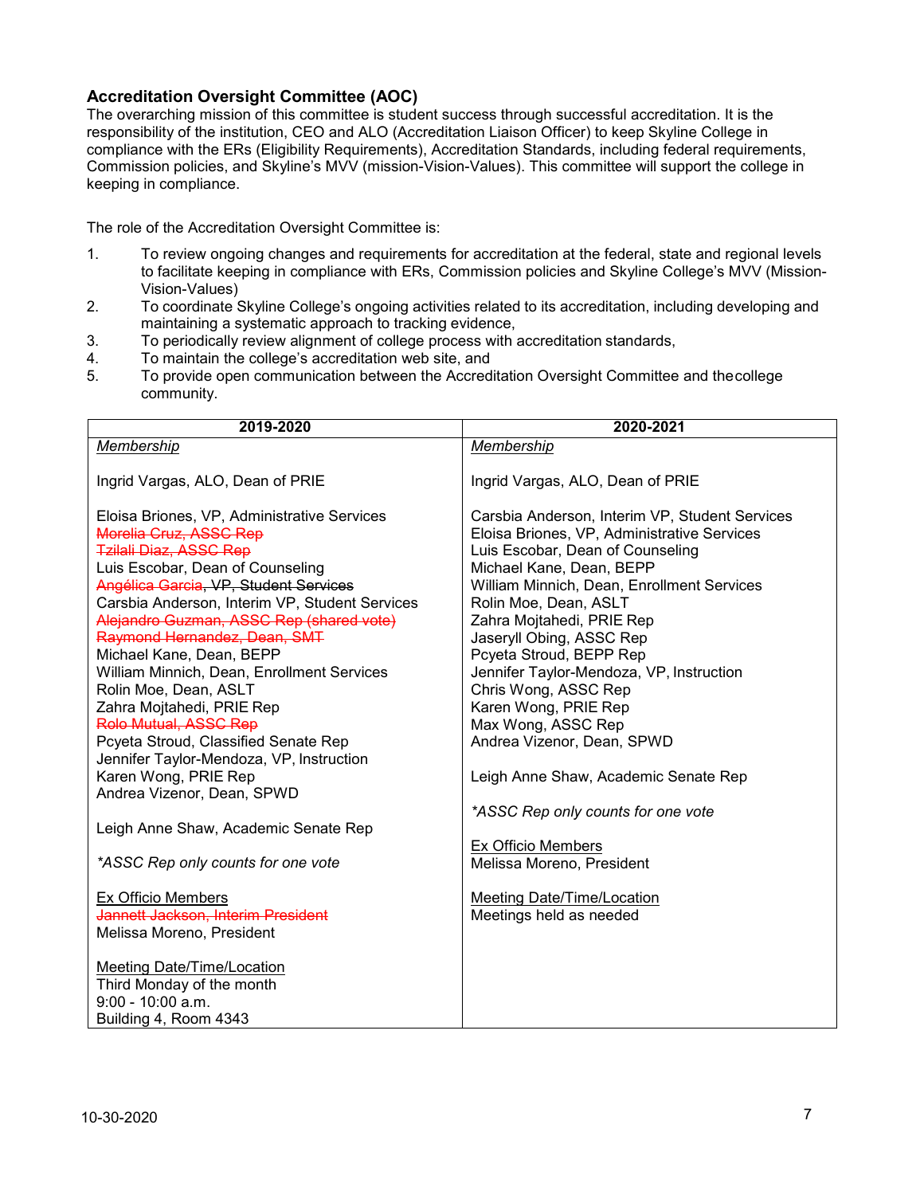### Accreditation Oversight Committee (AOC)

The overarching mission of this committee is student success through successful accreditation. It is the responsibility of the institution, CEO and ALO (Accreditation Liaison Officer) to keep Skyline College in compliance with the ERs (Eligibility Requirements), Accreditation Standards, including federal requirements, Commission policies, and Skyline's MVV (mission-Vision-Values). This committee will support the college in keeping in compliance.

The role of the Accreditation Oversight Committee is:

1. To review ongoing changes and requirements for accreditation at the federal, state and regional levels to facilitate keeping in compliance with ERs, Commission policies and Skyline College's MVV (Mission-Vision-Values)
2. To coordinate Skyline College's ongoing activities related to its accreditation, including developing and maintaining a systematic approach to tracking evidence,
3. To periodically review alignment of college process with accreditation standards,
4. To maintain the college's accreditation web site, and
5. To provide open communication between the Accreditation Oversight Committee and the college community.

| 2019-2020 | 2020-2021 |
|---|---|
| *Membership*<br><br>Ingrid Vargas, ALO, Dean of PRIE<br><br>Eloisa Briones, VP, Administrative Services<br>~~Morelia Cruz, ASSC Rep~~<br>~~Tzilali Diaz, ASSC Rep~~<br>Luis Escobar, Dean of Counseling<br>~~Angélica Garcia, VP, Student Services~~<br>Carsbia Anderson, Interim VP, Student Services<br>~~Alejandro Guzman, ASSC Rep (shared vote)~~<br>~~Raymond Hernandez, Dean, SMT~~<br>Michael Kane, Dean, BEPP<br>William Minnich, Dean, Enrollment Services<br>Rolin Moe, Dean, ASLT<br>Zahra Mojtahedi, PRIE Rep<br>~~Rolo Mutual, ASSC Rep~~<br>Pcyeta Stroud, Classified Senate Rep<br>Jennifer Taylor-Mendoza, VP, Instruction<br>Karen Wong, PRIE Rep<br>Andrea Vizenor, Dean, SPWD<br><br>Leigh Anne Shaw, Academic Senate Rep<br><br>*\*ASSC Rep only counts for one vote*<br><br>Ex Officio Members<br>~~Jannett Jackson, Interim President~~<br>Melissa Moreno, President<br><br>Meeting Date/Time/Location<br>Third Monday of the month<br>9:00 - 10:00 a.m.<br>Building 4, Room 4343 | *Membership*<br><br>Ingrid Vargas, ALO, Dean of PRIE<br><br>Carsbia Anderson, Interim VP, Student Services<br>Eloisa Briones, VP, Administrative Services<br>Luis Escobar, Dean of Counseling<br>Michael Kane, Dean, BEPP<br>William Minnich, Dean, Enrollment Services<br>Rolin Moe, Dean, ASLT<br>Zahra Mojtahedi, PRIE Rep<br>Jaseryll Obing, ASSC Rep<br>Pcyeta Stroud, BEPP Rep<br>Jennifer Taylor-Mendoza, VP, Instruction<br>Chris Wong, ASSC Rep<br>Karen Wong, PRIE Rep<br>Max Wong, ASSC Rep<br>Andrea Vizenor, Dean, SPWD<br><br>Leigh Anne Shaw, Academic Senate Rep<br><br>*\*ASSC Rep only counts for one vote*<br><br>Ex Officio Members<br>Melissa Moreno, President<br><br>Meeting Date/Time/Location<br>Meetings held as needed |

10-30-2020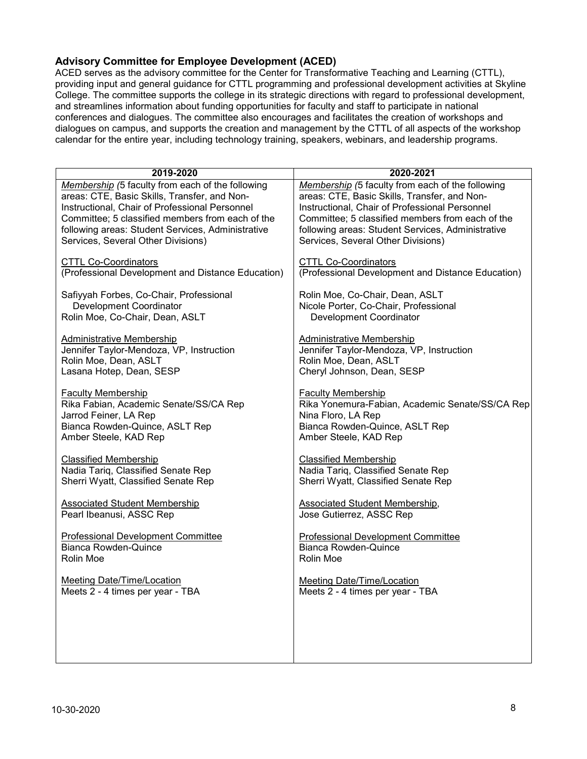### Advisory Committee for Employee Development (ACED)

ACED serves as the advisory committee for the Center for Transformative Teaching and Learning (CTTL), providing input and general guidance for CTTL programming and professional development activities at Skyline College. The committee supports the college in its strategic directions with regard to professional development, and streamlines information about funding opportunities for faculty and staff to participate in national conferences and dialogues. The committee also encourages and facilitates the creation of workshops and dialogues on campus, and supports the creation and management by the CTTL of all aspects of the workshop calendar for the entire year, including technology training, speakers, webinars, and leadership programs.

| 2019-2020 | 2020-2021 |
|---|---|
| *Membership (5 faculty from each of the following areas: CTE, Basic Skills, Transfer, and Non-Instructional, Chair of Professional Personnel Committee; 5 classified members from each of the following areas: Student Services, Administrative Services, Several Other Divisions)* | *Membership (5 faculty from each of the following areas: CTE, Basic Skills, Transfer, and Non-Instructional, Chair of Professional Personnel Committee; 5 classified members from each of the following areas: Student Services, Administrative Services, Several Other Divisions)* |
| CTTL Co-Coordinators<br>(Professional Development and Distance Education) | CTTL Co-Coordinators<br>(Professional Development and Distance Education) |
| Safiyyah Forbes, Co-Chair, Professional Development Coordinator<br>Rolin Moe, Co-Chair, Dean, ASLT | Rolin Moe, Co-Chair, Dean, ASLT<br>Nicole Porter, Co-Chair, Professional Development Coordinator |
| Administrative Membership<br>Jennifer Taylor-Mendoza, VP, Instruction<br>Rolin Moe, Dean, ASLT<br>Lasana Hotep, Dean, SESP | Administrative Membership<br>Jennifer Taylor-Mendoza, VP, Instruction<br>Rolin Moe, Dean, ASLT<br>Cheryl Johnson, Dean, SESP |
| Faculty Membership<br>Rika Fabian, Academic Senate/SS/CA Rep<br>Jarrod Feiner, LA Rep<br>Bianca Rowden-Quince, ASLT Rep<br>Amber Steele, KAD Rep | Faculty Membership<br>Rika Yonemura-Fabian, Academic Senate/SS/CA Rep<br>Nina Floro, LA Rep<br>Bianca Rowden-Quince, ASLT Rep<br>Amber Steele, KAD Rep |
| Classified Membership<br>Nadia Tariq, Classified Senate Rep<br>Sherri Wyatt, Classified Senate Rep | Classified Membership<br>Nadia Tariq, Classified Senate Rep<br>Sherri Wyatt, Classified Senate Rep |
| Associated Student Membership<br>Pearl Ibeanusi, ASSC Rep | Associated Student Membership,<br>Jose Gutierrez, ASSC Rep |
| Professional Development Committee<br>Bianca Rowden-Quince<br>Rolin Moe | Professional Development Committee<br>Bianca Rowden-Quince<br>Rolin Moe |
| Meeting Date/Time/Location<br>Meets 2 - 4 times per year - TBA | Meeting Date/Time/Location<br>Meets 2 - 4 times per year - TBA |

10-30-2020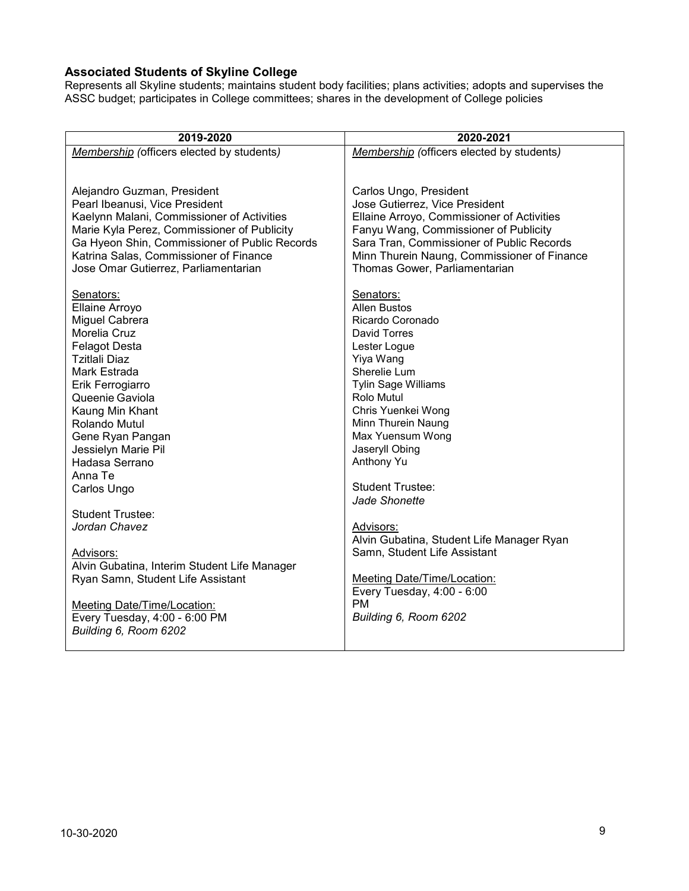### Associated Students of Skyline College

Represents all Skyline students; maintains student body facilities; plans activities; adopts and supervises the ASSC budget; participates in College committees; shares in the development of College policies

| 2019-2020 | 2020-2021 |
|---|---|
| <u>Membership</u> *(officers elected by students)*<br><br>Alejandro Guzman, President<br>Pearl Ibeanusi, Vice President<br>Kaelynn Malani, Commissioner of Activities<br>Marie Kyla Perez, Commissioner of Publicity<br>Ga Hyeon Shin, Commissioner of Public Records<br>Katrina Salas, Commissioner of Finance<br>Jose Omar Gutierrez, Parliamentarian<br><br><u>Senators:</u><br>Ellaine Arroyo<br>Miguel Cabrera<br>Morelia Cruz<br>Felagot Desta<br>Tzitlali Diaz<br>Mark Estrada<br>Erik Ferrogiarro<br>Queenie Gaviola<br>Kaung Min Khant<br>Rolando Mutul<br>Gene Ryan Pangan<br>Jessielyn Marie Pil<br>Hadasa Serrano<br>Anna Te<br>Carlos Ungo<br><br>Student Trustee:<br>*Jordan Chavez*<br><br><u>Advisors:</u><br>Alvin Gubatina, Interim Student Life Manager<br>Ryan Samn, Student Life Assistant<br><br><u>Meeting Date/Time/Location:</u><br>Every Tuesday, 4:00 - 6:00 PM<br>*Building 6, Room 6202* | <u>Membership</u> *(officers elected by students)*<br><br>Carlos Ungo, President<br>Jose Gutierrez, Vice President<br>Ellaine Arroyo, Commissioner of Activities<br>Fanyu Wang, Commissioner of Publicity<br>Sara Tran, Commissioner of Public Records<br>Minn Thurein Naung, Commissioner of Finance<br>Thomas Gower, Parliamentarian<br><br><u>Senators:</u><br>Allen Bustos<br>Ricardo Coronado<br>David Torres<br>Lester Logue<br>Yiya Wang<br>Sherelie Lum<br>Tylin Sage Williams<br>Rolo Mutul<br>Chris Yuenkei Wong<br>Minn Thurein Naung<br>Max Yuensum Wong<br>Jaseryll Obing<br>Anthony Yu<br><br>Student Trustee:<br>*Jade Shonette*<br><br><u>Advisors:</u><br>Alvin Gubatina, Student Life Manager Ryan Samn, Student Life Assistant<br><br><u>Meeting Date/Time/Location:</u><br>Every Tuesday, 4:00 - 6:00 PM<br>*Building 6, Room 6202* |

10-30-2020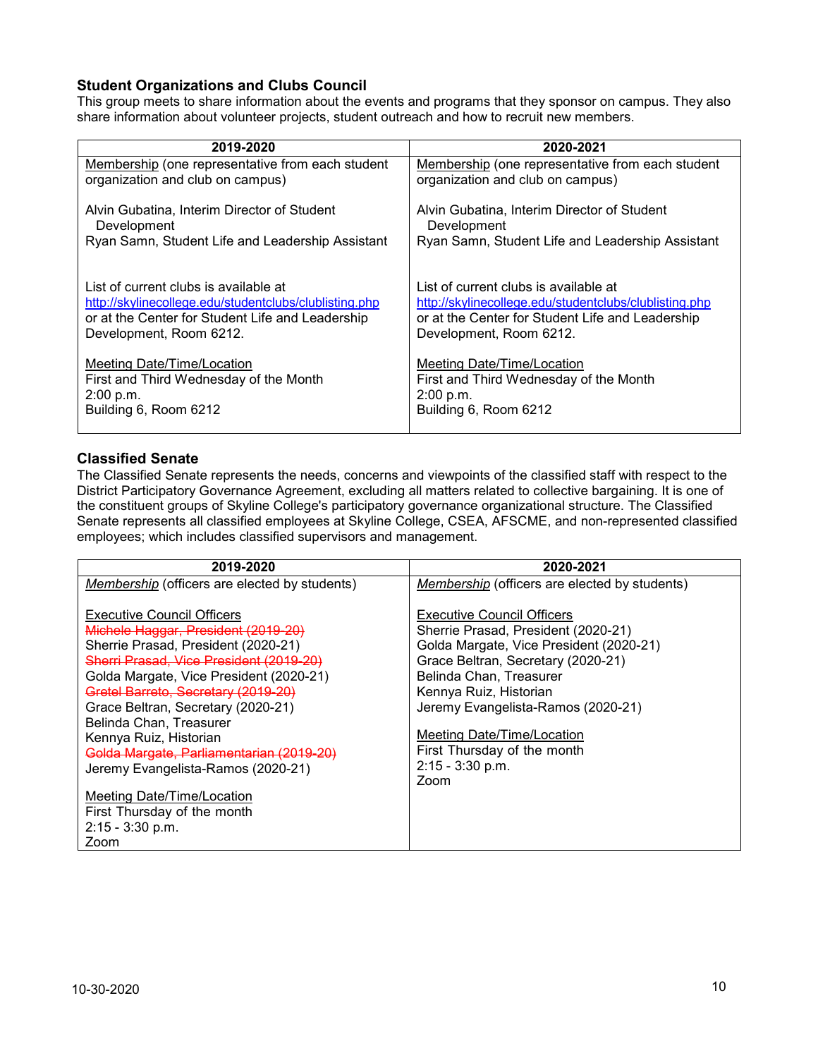### Student Organizations and Clubs Council

This group meets to share information about the events and programs that they sponsor on campus. They also share information about volunteer projects, student outreach and how to recruit new members.

| 2019-2020 | 2020-2021 |
|---|---|
| Membership (one representative from each student organization and club on campus)<br><br>Alvin Gubatina, Interim Director of Student Development<br>Ryan Samn, Student Life and Leadership Assistant<br><br>List of current clubs is available at http://skylinecollege.edu/studentclubs/clublisting.php or at the Center for Student Life and Leadership Development, Room 6212.<br><br>Meeting Date/Time/Location<br>First and Third Wednesday of the Month<br>2:00 p.m.<br>Building 6, Room 6212 | Membership (one representative from each student organization and club on campus)<br><br>Alvin Gubatina, Interim Director of Student Development<br>Ryan Samn, Student Life and Leadership Assistant<br><br>List of current clubs is available at http://skylinecollege.edu/studentclubs/clublisting.php or at the Center for Student Life and Leadership Development, Room 6212.<br><br>Meeting Date/Time/Location<br>First and Third Wednesday of the Month<br>2:00 p.m.<br>Building 6, Room 6212 |

### Classified Senate

The Classified Senate represents the needs, concerns and viewpoints of the classified staff with respect to the District Participatory Governance Agreement, excluding all matters related to collective bargaining. It is one of the constituent groups of Skyline College's participatory governance organizational structure. The Classified Senate represents all classified employees at Skyline College, CSEA, AFSCME, and non-represented classified employees; which includes classified supervisors and management.

| 2019-2020 | 2020-2021 |
|---|---|
| *Membership* (officers are elected by students)<br><br>Executive Council Officers<br>~~Michele Haggar, President (2019-20)~~<br>Sherrie Prasad, President (2020-21)<br>~~Sherri Prasad, Vice President (2019-20)~~<br>Golda Margate, Vice President (2020-21)<br>~~Gretel Barreto, Secretary (2019-20)~~<br>Grace Beltran, Secretary (2020-21)<br>Belinda Chan, Treasurer<br>Kennya Ruiz, Historian<br>~~Golda Margate, Parliamentarian (2019-20)~~<br>Jeremy Evangelista-Ramos (2020-21)<br><br>Meeting Date/Time/Location<br>First Thursday of the month<br>2:15 - 3:30 p.m.<br>Zoom | *Membership* (officers are elected by students)<br><br>Executive Council Officers<br>Sherrie Prasad, President (2020-21)<br>Golda Margate, Vice President (2020-21)<br>Grace Beltran, Secretary (2020-21)<br>Belinda Chan, Treasurer<br>Kennya Ruiz, Historian<br>Jeremy Evangelista-Ramos (2020-21)<br><br>Meeting Date/Time/Location<br>First Thursday of the month<br>2:15 - 3:30 p.m.<br>Zoom |

10-30-2020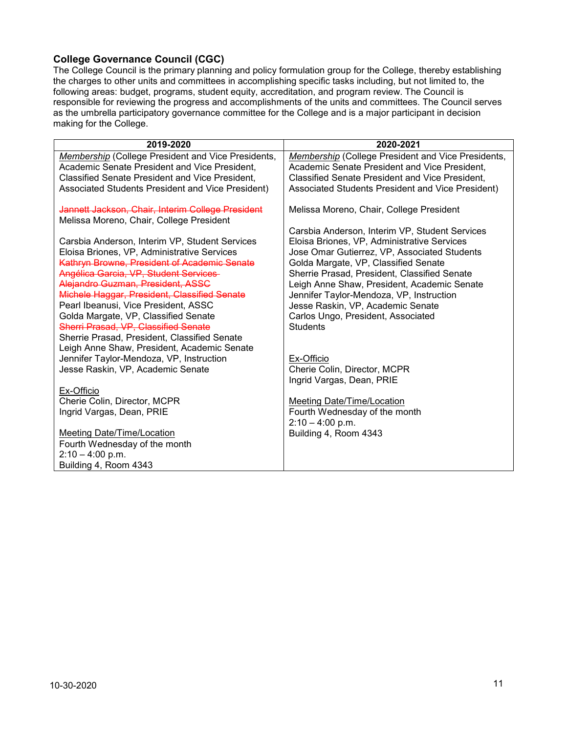### College Governance Council (CGC)

The College Council is the primary planning and policy formulation group for the College, thereby establishing the charges to other units and committees in accomplishing specific tasks including, but not limited to, the following areas: budget, programs, student equity, accreditation, and program review. The Council is responsible for reviewing the progress and accomplishments of the units and committees. The Council serves as the umbrella participatory governance committee for the College and is a major participant in decision making for the College.

| 2019-2020 | 2020-2021 |
|---|---|
| *Membership* (College President and Vice Presidents, Academic Senate President and Vice President, Classified Senate President and Vice President, Associated Students President and Vice President)<br><br>~~Jannett Jackson, Chair, Interim College President~~<br>Melissa Moreno, Chair, College President<br><br>Carsbia Anderson, Interim VP, Student Services<br>Eloisa Briones, VP, Administrative Services<br>~~Kathryn Browne, President of Academic Senate~~<br>~~Angélica Garcia, VP, Student Services~~<br>~~Alejandro Guzman, President, ASSC~~<br>~~Michele Haggar, President, Classified Senate~~<br>Pearl Ibeanusi, Vice President, ASSC<br>Golda Margate, VP, Classified Senate<br>~~Sherri Prasad, VP, Classified Senate~~<br>Sherrie Prasad, President, Classified Senate<br>Leigh Anne Shaw, President, Academic Senate<br>Jennifer Taylor-Mendoza, VP, Instruction<br>Jesse Raskin, VP, Academic Senate<br><br>Ex-Officio<br>Cherie Colin, Director, MCPR<br>Ingrid Vargas, Dean, PRIE<br><br>Meeting Date/Time/Location<br>Fourth Wednesday of the month<br>2:10 – 4:00 p.m.<br>Building 4, Room 4343 | *Membership* (College President and Vice Presidents, Academic Senate President and Vice President, Classified Senate President and Vice President, Associated Students President and Vice President)<br><br>Melissa Moreno, Chair, College President<br><br>Carsbia Anderson, Interim VP, Student Services<br>Eloisa Briones, VP, Administrative Services<br>Jose Omar Gutierrez, VP, Associated Students<br>Golda Margate, VP, Classified Senate<br>Sherrie Prasad, President, Classified Senate<br>Leigh Anne Shaw, President, Academic Senate<br>Jennifer Taylor-Mendoza, VP, Instruction<br>Jesse Raskin, VP, Academic Senate<br>Carlos Ungo, President, Associated Students<br><br>Ex-Officio<br>Cherie Colin, Director, MCPR<br>Ingrid Vargas, Dean, PRIE<br><br>Meeting Date/Time/Location<br>Fourth Wednesday of the month<br>2:10 – 4:00 p.m.<br>Building 4, Room 4343 |

10-30-2020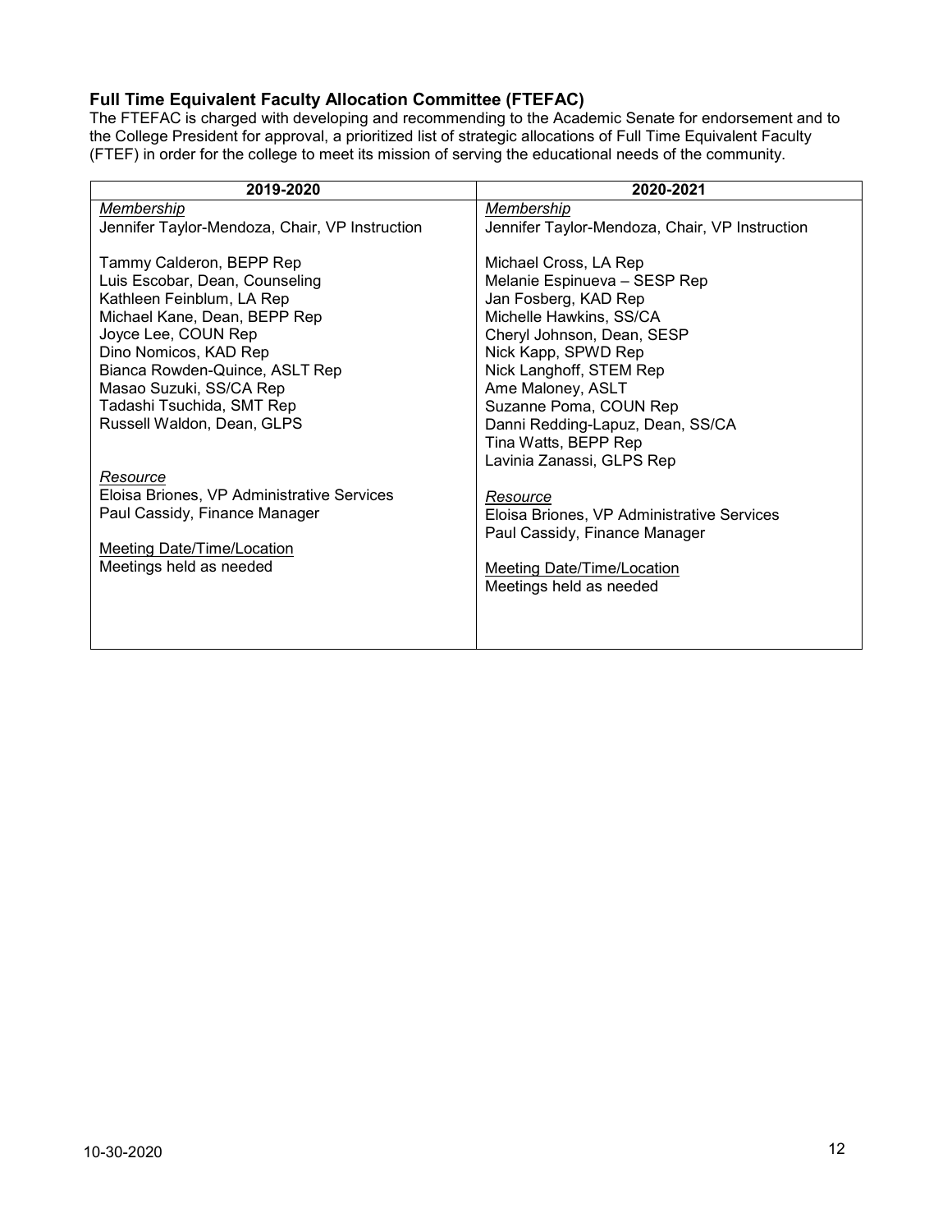### **Full Time Equivalent Faculty Allocation Committee (FTEFAC)**

The FTEFAC is charged with developing and recommending to the Academic Senate for endorsement and to the College President for approval, a prioritized list of strategic allocations of Full Time Equivalent Faculty (FTEF) in order for the college to meet its mission of serving the educational needs of the community.

| 2019-2020 | 2020-2021 |
|---|---|
| *Membership*<br>Jennifer Taylor-Mendoza, Chair, VP Instruction<br><br>Tammy Calderon, BEPP Rep<br>Luis Escobar, Dean, Counseling<br>Kathleen Feinblum, LA Rep<br>Michael Kane, Dean, BEPP Rep<br>Joyce Lee, COUN Rep<br>Dino Nomicos, KAD Rep<br>Bianca Rowden-Quince, ASLT Rep<br>Masao Suzuki, SS/CA Rep<br>Tadashi Tsuchida, SMT Rep<br>Russell Waldon, Dean, GLPS<br><br>*Resource*<br>Eloisa Briones, VP Administrative Services<br>Paul Cassidy, Finance Manager<br><br>Meeting Date/Time/Location<br>Meetings held as needed | *Membership*<br>Jennifer Taylor-Mendoza, Chair, VP Instruction<br><br>Michael Cross, LA Rep<br>Melanie Espinueva – SESP Rep<br>Jan Fosberg, KAD Rep<br>Michelle Hawkins, SS/CA<br>Cheryl Johnson, Dean, SESP<br>Nick Kapp, SPWD Rep<br>Nick Langhoff, STEM Rep<br>Ame Maloney, ASLT<br>Suzanne Poma, COUN Rep<br>Danni Redding-Lapuz, Dean, SS/CA<br>Tina Watts, BEPP Rep<br>Lavinia Zanassi, GLPS Rep<br><br>*Resource*<br>Eloisa Briones, VP Administrative Services<br>Paul Cassidy, Finance Manager<br><br>Meeting Date/Time/Location<br>Meetings held as needed |

10-30-2020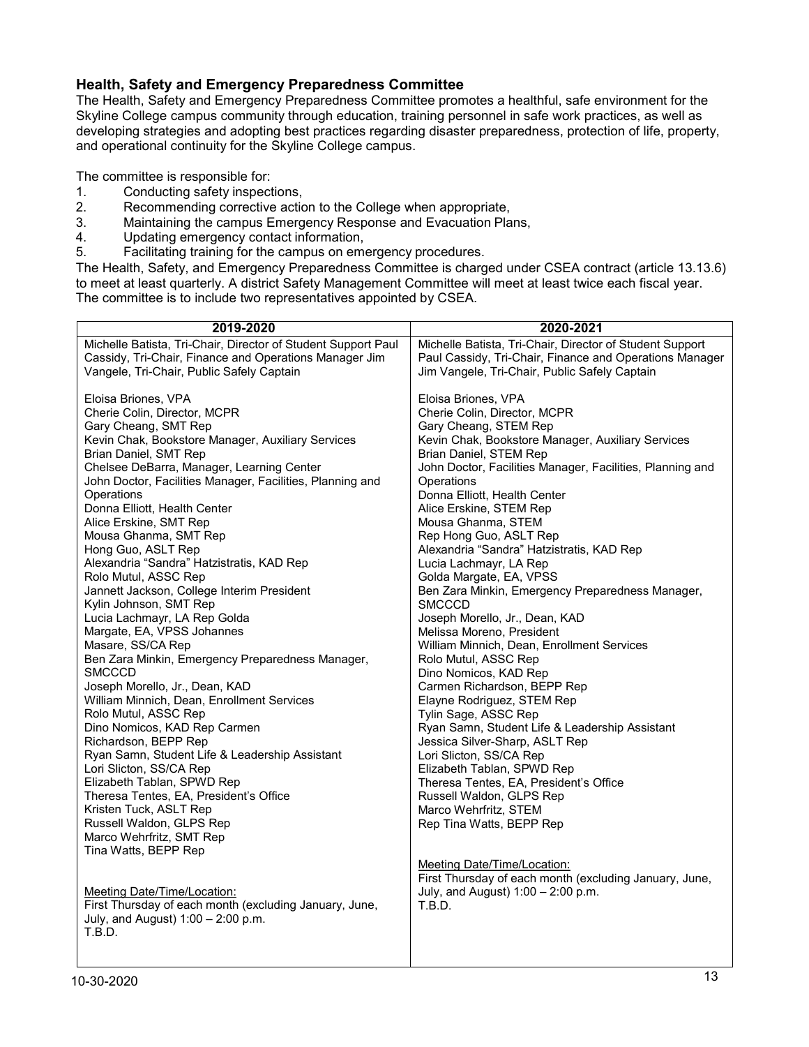## Health, Safety and Emergency Preparedness Committee

The Health, Safety and Emergency Preparedness Committee promotes a healthful, safe environment for the Skyline College campus community through education, training personnel in safe work practices, as well as developing strategies and adopting best practices regarding disaster preparedness, protection of life, property, and operational continuity for the Skyline College campus.

The committee is responsible for:

1. Conducting safety inspections,
2. Recommending corrective action to the College when appropriate,
3. Maintaining the campus Emergency Response and Evacuation Plans,
4. Updating emergency contact information,
5. Facilitating training for the campus on emergency procedures.

The Health, Safety, and Emergency Preparedness Committee is charged under CSEA contract (article 13.13.6) to meet at least quarterly. A district Safety Management Committee will meet at least twice each fiscal year. The committee is to include two representatives appointed by CSEA.

| 2019-2020 | 2020-2021 |
|---|---|
| Michelle Batista, Tri-Chair, Director of Student Support Paul Cassidy, Tri-Chair, Finance and Operations Manager Jim Vangele, Tri-Chair, Public Safely Captain<br><br>Eloisa Briones, VPA<br>Cherie Colin, Director, MCPR<br>Gary Cheang, SMT Rep<br>Kevin Chak, Bookstore Manager, Auxiliary Services<br>Brian Daniel, SMT Rep<br>Chelsee DeBarra, Manager, Learning Center<br>John Doctor, Facilities Manager, Facilities, Planning and Operations<br>Donna Elliott, Health Center<br>Alice Erskine, SMT Rep<br>Mousa Ghanma, SMT Rep<br>Hong Guo, ASLT Rep<br>Alexandria "Sandra" Hatzistratis, KAD Rep<br>Rolo Mutul, ASSC Rep<br>Jannett Jackson, College Interim President<br>Kylin Johnson, SMT Rep<br>Lucia Lachmayr, LA Rep Golda<br>Margate, EA, VPSS Johannes<br>Masare, SS/CA Rep<br>Ben Zara Minkin, Emergency Preparedness Manager, SMCCCD<br>Joseph Morello, Jr., Dean, KAD<br>William Minnich, Dean, Enrollment Services<br>Rolo Mutul, ASSC Rep<br>Dino Nomicos, KAD Rep Carmen<br>Richardson, BEPP Rep<br>Ryan Samn, Student Life & Leadership Assistant<br>Lori Slicton, SS/CA Rep<br>Elizabeth Tablan, SPWD Rep<br>Theresa Tentes, EA, President's Office<br>Kristen Tuck, ASLT Rep<br>Russell Waldon, GLPS Rep<br>Marco Wehrfritz, SMT Rep<br>Tina Watts, BEPP Rep<br><br>Meeting Date/Time/Location:<br>First Thursday of each month (excluding January, June, July, and August) 1:00 – 2:00 p.m.<br>T.B.D. | Michelle Batista, Tri-Chair, Director of Student Support<br>Paul Cassidy, Tri-Chair, Finance and Operations Manager<br>Jim Vangele, Tri-Chair, Public Safely Captain<br><br>Eloisa Briones, VPA<br>Cherie Colin, Director, MCPR<br>Gary Cheang, STEM Rep<br>Kevin Chak, Bookstore Manager, Auxiliary Services<br>Brian Daniel, STEM Rep<br>John Doctor, Facilities Manager, Facilities, Planning and Operations<br>Donna Elliott, Health Center<br>Alice Erskine, STEM Rep<br>Mousa Ghanma, STEM<br>Rep Hong Guo, ASLT Rep<br>Alexandria "Sandra" Hatzistratis, KAD Rep<br>Lucia Lachmayr, LA Rep<br>Golda Margate, EA, VPSS<br>Ben Zara Minkin, Emergency Preparedness Manager, SMCCCD<br>Joseph Morello, Jr., Dean, KAD<br>Melissa Moreno, President<br>William Minnich, Dean, Enrollment Services<br>Rolo Mutul, ASSC Rep<br>Dino Nomicos, KAD Rep<br>Carmen Richardson, BEPP Rep<br>Elayne Rodriguez, STEM Rep<br>Tylin Sage, ASSC Rep<br>Ryan Samn, Student Life & Leadership Assistant<br>Jessica Silver-Sharp, ASLT Rep<br>Lori Slicton, SS/CA Rep<br>Elizabeth Tablan, SPWD Rep<br>Theresa Tentes, EA, President's Office<br>Russell Waldon, GLPS Rep<br>Marco Wehrfritz, STEM<br>Rep Tina Watts, BEPP Rep<br><br>Meeting Date/Time/Location:<br>First Thursday of each month (excluding January, June, July, and August) 1:00 – 2:00 p.m.<br>T.B.D. |

10-30-2020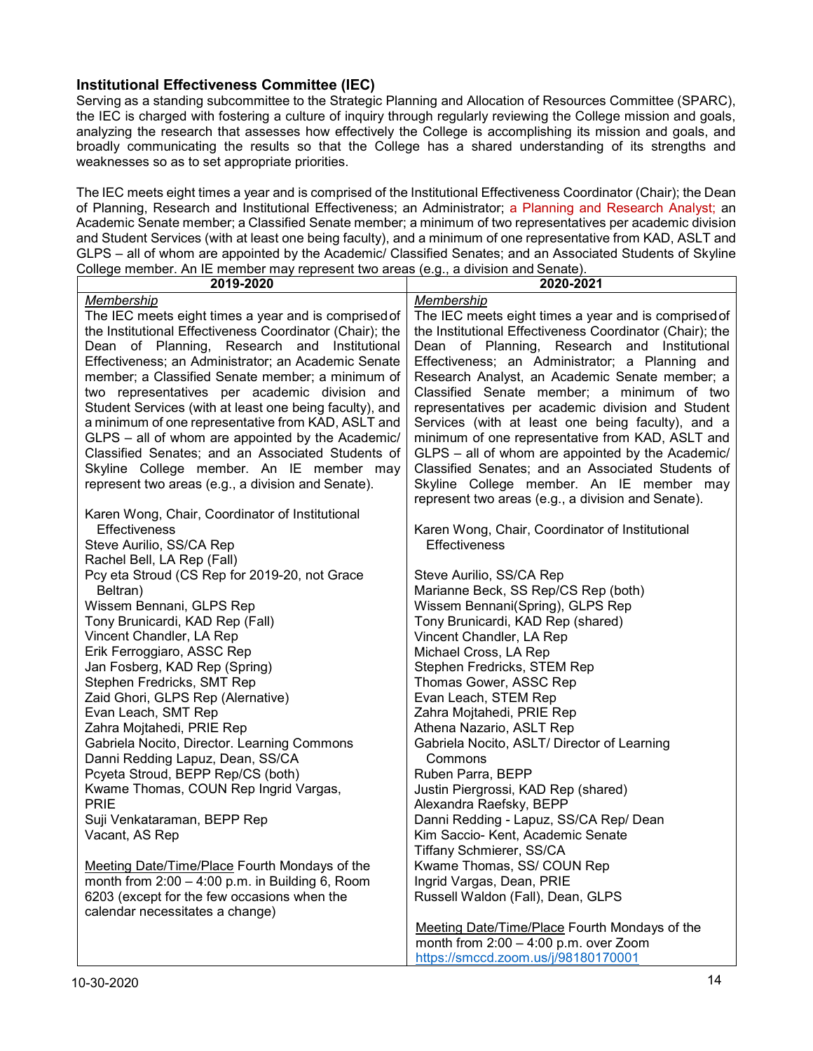### Institutional Effectiveness Committee (IEC)

Serving as a standing subcommittee to the Strategic Planning and Allocation of Resources Committee (SPARC), the IEC is charged with fostering a culture of inquiry through regularly reviewing the College mission and goals, analyzing the research that assesses how effectively the College is accomplishing its mission and goals, and broadly communicating the results so that the College has a shared understanding of its strengths and weaknesses so as to set appropriate priorities.

The IEC meets eight times a year and is comprised of the Institutional Effectiveness Coordinator (Chair); the Dean of Planning, Research and Institutional Effectiveness; an Administrator; a Planning and Research Analyst; an Academic Senate member; a Classified Senate member; a minimum of two representatives per academic division and Student Services (with at least one being faculty), and a minimum of one representative from KAD, ASLT and GLPS – all of whom are appointed by the Academic/ Classified Senates; and an Associated Students of Skyline College member. An IE member may represent two areas (e.g., a division and Senate).

| 2019-2020 | 2020-2021 |
|---|---|
| <u>Membership</u><br>The IEC meets eight times a year and is comprised of the Institutional Effectiveness Coordinator (Chair); the Dean of Planning, Research and Institutional Effectiveness; an Administrator; an Academic Senate member; a Classified Senate member; a minimum of two representatives per academic division and Student Services (with at least one being faculty), and a minimum of one representative from KAD, ASLT and GLPS – all of whom are appointed by the Academic/ Classified Senates; and an Associated Students of Skyline College member. An IE member may represent two areas (e.g., a division and Senate).<br><br>Karen Wong, Chair, Coordinator of Institutional Effectiveness<br>Steve Aurilio, SS/CA Rep<br>Rachel Bell, LA Rep (Fall)<br>Pcy eta Stroud (CS Rep for 2019-20, not Grace Beltran)<br>Wissem Bennani, GLPS Rep<br>Tony Brunicardi, KAD Rep (Fall)<br>Vincent Chandler, LA Rep<br>Erik Ferroggiaro, ASSC Rep<br>Jan Fosberg, KAD Rep (Spring)<br>Stephen Fredricks, SMT Rep<br>Zaid Ghori, GLPS Rep (Alernative)<br>Evan Leach, SMT Rep<br>Zahra Mojtahedi, PRIE Rep<br>Gabriela Nocito, Director. Learning Commons<br>Danni Redding Lapuz, Dean, SS/CA<br>Pcyeta Stroud, BEPP Rep/CS (both)<br>Kwame Thomas, COUN Rep Ingrid Vargas, PRIE<br>Suji Venkataraman, BEPP Rep<br>Vacant, AS Rep<br><br><u>Meeting Date/Time/Place</u> Fourth Mondays of the month from 2:00 – 4:00 p.m. in Building 6, Room 6203 (except for the few occasions when the calendar necessitates a change) | <u>Membership</u><br>The IEC meets eight times a year and is comprised of the Institutional Effectiveness Coordinator (Chair); the Dean of Planning, Research and Institutional Effectiveness; an Administrator; a Planning and Research Analyst, an Academic Senate member; a Classified Senate member; a minimum of two representatives per academic division and Student Services (with at least one being faculty), and a minimum of one representative from KAD, ASLT and GLPS – all of whom are appointed by the Academic/ Classified Senates; and an Associated Students of Skyline College member. An IE member may represent two areas (e.g., a division and Senate).<br><br>Karen Wong, Chair, Coordinator of Institutional Effectiveness<br><br>Steve Aurilio, SS/CA Rep<br>Marianne Beck, SS Rep/CS Rep (both)<br>Wissem Bennani(Spring), GLPS Rep<br>Tony Brunicardi, KAD Rep (shared)<br>Vincent Chandler, LA Rep<br>Michael Cross, LA Rep<br>Stephen Fredricks, STEM Rep<br>Thomas Gower, ASSC Rep<br>Evan Leach, STEM Rep<br>Zahra Mojtahedi, PRIE Rep<br>Athena Nazario, ASLT Rep<br>Gabriela Nocito, ASLT/ Director of Learning Commons<br>Ruben Parra, BEPP<br>Justin Piergrossi, KAD Rep (shared)<br>Alexandra Raefsky, BEPP<br>Danni Redding - Lapuz, SS/CA Rep/ Dean<br>Kim Saccio- Kent, Academic Senate<br>Tiffany Schmierer, SS/CA<br>Kwame Thomas, SS/ COUN Rep<br>Ingrid Vargas, Dean, PRIE<br>Russell Waldon (Fall), Dean, GLPS<br><br><u>Meeting Date/Time/Place</u> Fourth Mondays of the month from 2:00 – 4:00 p.m. over Zoom https://smccd.zoom.us/j/98180170001 |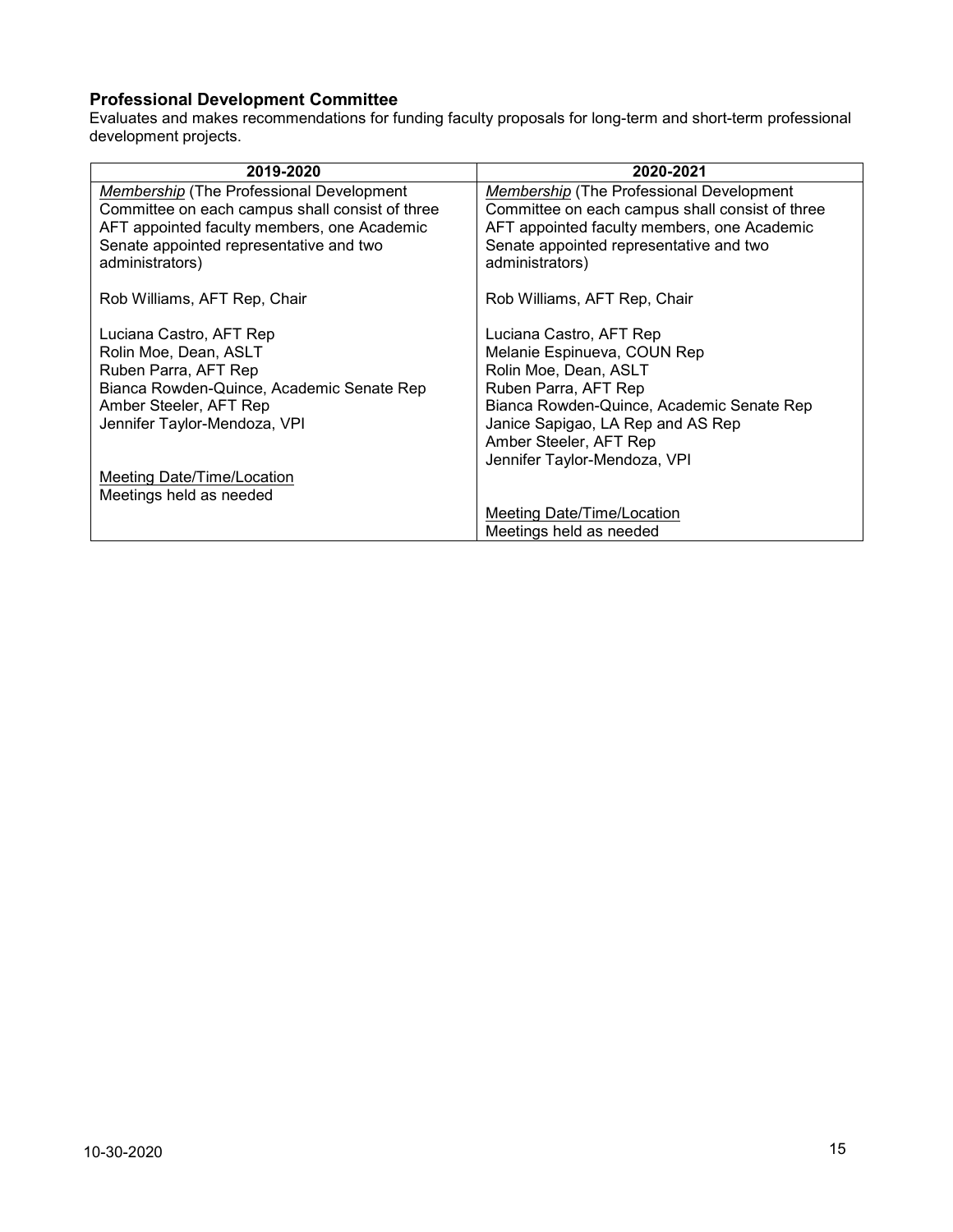### Professional Development Committee

Evaluates and makes recommendations for funding faculty proposals for long-term and short-term professional development projects.

| 2019-2020 | 2020-2021 |
| --- | --- |
| *Membership* (The Professional Development Committee on each campus shall consist of three AFT appointed faculty members, one Academic Senate appointed representative and two administrators)<br><br>Rob Williams, AFT Rep, Chair<br><br>Luciana Castro, AFT Rep<br>Rolin Moe, Dean, ASLT<br>Ruben Parra, AFT Rep<br>Bianca Rowden-Quince, Academic Senate Rep<br>Amber Steeler, AFT Rep<br>Jennifer Taylor-Mendoza, VPI<br><br>Meeting Date/Time/Location<br>Meetings held as needed | *Membership* (The Professional Development Committee on each campus shall consist of three AFT appointed faculty members, one Academic Senate appointed representative and two administrators)<br><br>Rob Williams, AFT Rep, Chair<br><br>Luciana Castro, AFT Rep<br>Melanie Espinueva, COUN Rep<br>Rolin Moe, Dean, ASLT<br>Ruben Parra, AFT Rep<br>Bianca Rowden-Quince, Academic Senate Rep<br>Janice Sapigao, LA Rep and AS Rep<br>Amber Steeler, AFT Rep<br>Jennifer Taylor-Mendoza, VPI<br><br>Meeting Date/Time/Location<br>Meetings held as needed |

10-30-2020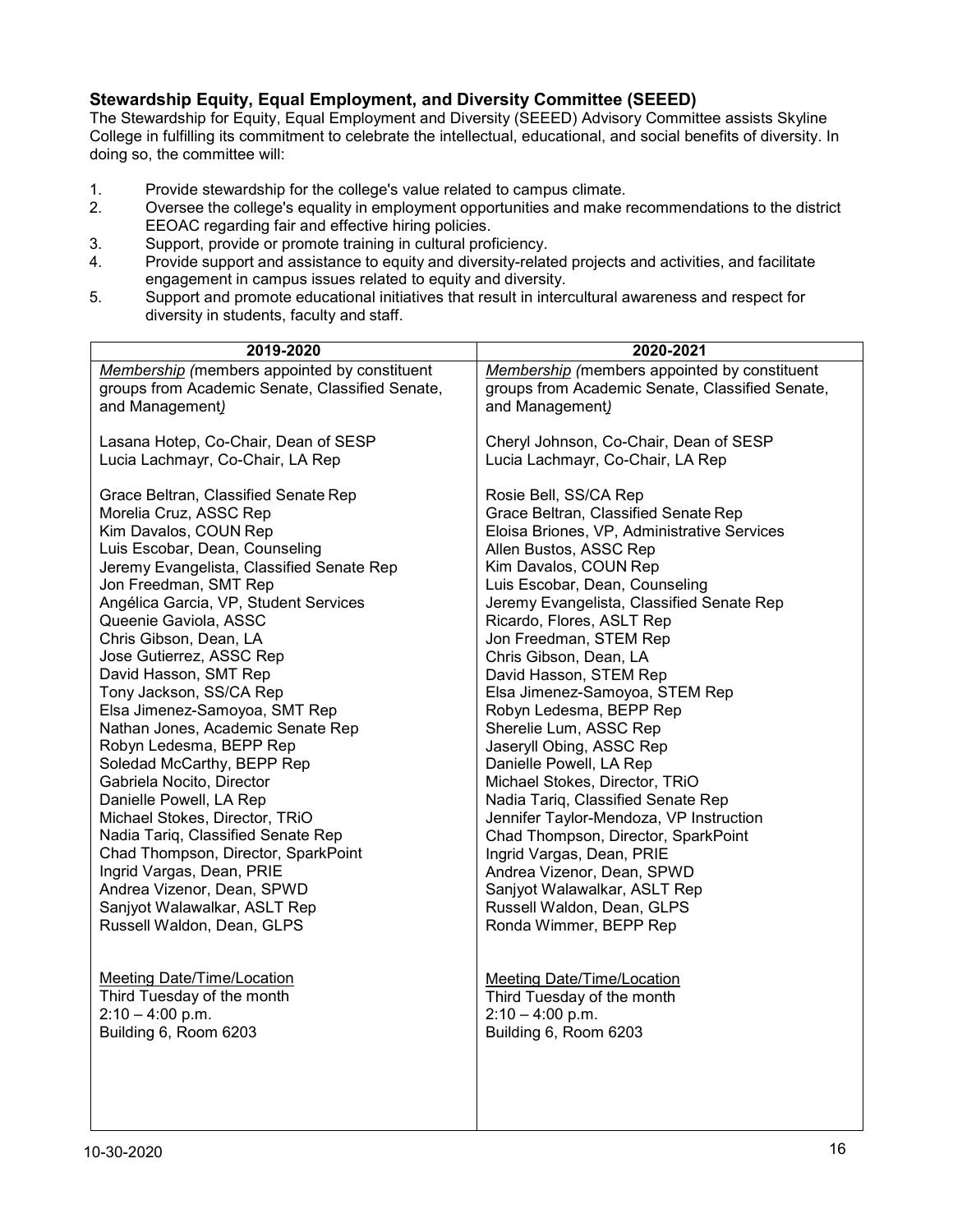### Stewardship Equity, Equal Employment, and Diversity Committee (SEEED)

The Stewardship for Equity, Equal Employment and Diversity (SEEED) Advisory Committee assists Skyline College in fulfilling its commitment to celebrate the intellectual, educational, and social benefits of diversity. In doing so, the committee will:

1. Provide stewardship for the college's value related to campus climate.
2. Oversee the college's equality in employment opportunities and make recommendations to the district EEOAC regarding fair and effective hiring policies.
3. Support, provide or promote training in cultural proficiency.
4. Provide support and assistance to equity and diversity-related projects and activities, and facilitate engagement in campus issues related to equity and diversity.
5. Support and promote educational initiatives that result in intercultural awareness and respect for diversity in students, faculty and staff.

| 2019-2020 | 2020-2021 |
|---|---|
| *Membership (members appointed by constituent groups from Academic Senate, Classified Senate, and Management)* | *Membership (members appointed by constituent groups from Academic Senate, Classified Senate, and Management)* |
| Lasana Hotep, Co-Chair, Dean of SESP<br>Lucia Lachmayr, Co-Chair, LA Rep | Cheryl Johnson, Co-Chair, Dean of SESP<br>Lucia Lachmayr, Co-Chair, LA Rep |
| Grace Beltran, Classified Senate Rep<br>Morelia Cruz, ASSC Rep<br>Kim Davalos, COUN Rep<br>Luis Escobar, Dean, Counseling<br>Jeremy Evangelista, Classified Senate Rep<br>Jon Freedman, SMT Rep<br>Angélica Garcia, VP, Student Services<br>Queenie Gaviola, ASSC<br>Chris Gibson, Dean, LA<br>Jose Gutierrez, ASSC Rep<br>David Hasson, SMT Rep<br>Tony Jackson, SS/CA Rep<br>Elsa Jimenez-Samoyoa, SMT Rep<br>Nathan Jones, Academic Senate Rep<br>Robyn Ledesma, BEPP Rep<br>Soledad McCarthy, BEPP Rep<br>Gabriela Nocito, Director<br>Danielle Powell, LA Rep<br>Michael Stokes, Director, TRiO<br>Nadia Tariq, Classified Senate Rep<br>Chad Thompson, Director, SparkPoint<br>Ingrid Vargas, Dean, PRIE<br>Andrea Vizenor, Dean, SPWD<br>Sanjyot Walawalkar, ASLT Rep<br>Russell Waldon, Dean, GLPS | Rosie Bell, SS/CA Rep<br>Grace Beltran, Classified Senate Rep<br>Eloisa Briones, VP, Administrative Services<br>Allen Bustos, ASSC Rep<br>Kim Davalos, COUN Rep<br>Luis Escobar, Dean, Counseling<br>Jeremy Evangelista, Classified Senate Rep<br>Ricardo, Flores, ASLT Rep<br>Jon Freedman, STEM Rep<br>Chris Gibson, Dean, LA<br>David Hasson, STEM Rep<br>Elsa Jimenez-Samoyoa, STEM Rep<br>Robyn Ledesma, BEPP Rep<br>Sherelie Lum, ASSC Rep<br>Jaseryll Obing, ASSC Rep<br>Danielle Powell, LA Rep<br>Michael Stokes, Director, TRiO<br>Nadia Tariq, Classified Senate Rep<br>Jennifer Taylor-Mendoza, VP Instruction<br>Chad Thompson, Director, SparkPoint<br>Ingrid Vargas, Dean, PRIE<br>Andrea Vizenor, Dean, SPWD<br>Sanjyot Walawalkar, ASLT Rep<br>Russell Waldon, Dean, GLPS<br>Ronda Wimmer, BEPP Rep |
| Meeting Date/Time/Location<br>Third Tuesday of the month<br>2:10 – 4:00 p.m.<br>Building 6, Room 6203 | Meeting Date/Time/Location<br>Third Tuesday of the month<br>2:10 – 4:00 p.m.<br>Building 6, Room 6203 |

10-30-2020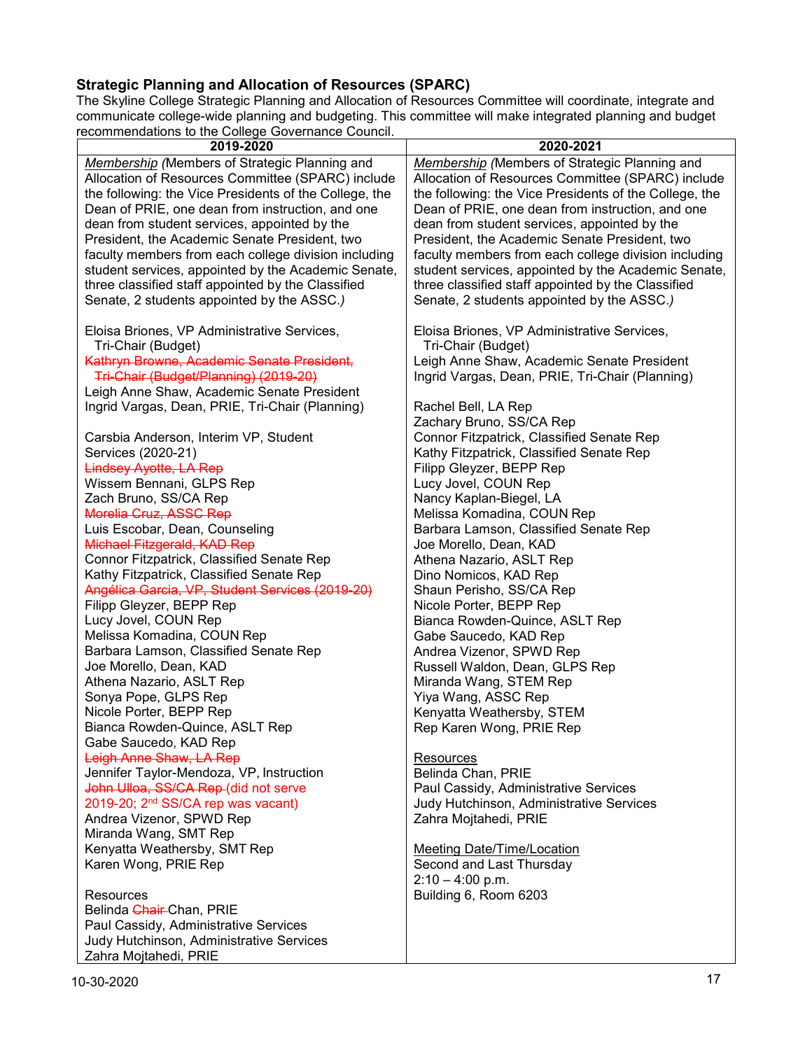**Strategic Planning and Allocation of Resources (SPARC)**

The Skyline College Strategic Planning and Allocation of Resources Committee will coordinate, integrate and communicate college-wide planning and budgeting. This committee will make integrated planning and budget recommendations to the College Governance Council.

| 2019-2020 | 2020-2021 |
|---|---|
| *Membership (*Members of Strategic Planning and Allocation of Resources Committee (SPARC) include the following: the Vice Presidents of the College, the Dean of PRIE, one dean from instruction, and one dean from student services, appointed by the President, the Academic Senate President, two faculty members from each college division including student services, appointed by the Academic Senate, three classified staff appointed by the Classified Senate, 2 students appointed by the ASSC.*)*<br><br>Eloisa Briones, VP Administrative Services, Tri-Chair (Budget)<br>~~Kathryn Browne, Academic Senate President, Tri-Chair (Budget/Planning) (2019-20)~~<br>Leigh Anne Shaw, Academic Senate President<br>Ingrid Vargas, Dean, PRIE, Tri-Chair (Planning)<br><br>Carsbia Anderson, Interim VP, Student Services (2020-21)<br>~~Lindsey Ayotte, LA Rep~~<br>Wissem Bennani, GLPS Rep<br>Zach Bruno, SS/CA Rep<br>~~Morelia Cruz, ASSC Rep~~<br>Luis Escobar, Dean, Counseling<br>~~Michael Fitzgerald, KAD Rep~~<br>Connor Fitzpatrick, Classified Senate Rep<br>Kathy Fitzpatrick, Classified Senate Rep<br>~~Angélica Garcia, VP, Student Services (2019-20)~~<br>Filipp Gleyzer, BEPP Rep<br>Lucy Jovel, COUN Rep<br>Melissa Komadina, COUN Rep<br>Barbara Lamson, Classified Senate Rep<br>Joe Morello, Dean, KAD<br>Athena Nazario, ASLT Rep<br>Sonya Pope, GLPS Rep<br>Nicole Porter, BEPP Rep<br>Bianca Rowden-Quince, ASLT Rep<br>Gabe Saucedo, KAD Rep<br>~~Leigh Anne Shaw, LA Rep~~<br>Jennifer Taylor-Mendoza, VP, Instruction<br>~~John Ulloa, SS/CA Rep~~ (did not serve 2019-20; 2nd SS/CA rep was vacant)<br>Andrea Vizenor, SPWD Rep<br>Miranda Wang, SMT Rep<br>Kenyatta Weathersby, SMT Rep<br>Karen Wong, PRIE Rep<br><br>Resources<br>Belinda ~~Chair~~ Chan, PRIE<br>Paul Cassidy, Administrative Services<br>Judy Hutchinson, Administrative Services<br>Zahra Mojtahedi, PRIE | *Membership (*Members of Strategic Planning and Allocation of Resources Committee (SPARC) include the following: the Vice Presidents of the College, the Dean of PRIE, one dean from instruction, and one dean from student services, appointed by the President, the Academic Senate President, two faculty members from each college division including student services, appointed by the Academic Senate, three classified staff appointed by the Classified Senate, 2 students appointed by the ASSC.*)*<br><br>Eloisa Briones, VP Administrative Services, Tri-Chair (Budget)<br>Leigh Anne Shaw, Academic Senate President<br>Ingrid Vargas, Dean, PRIE, Tri-Chair (Planning)<br><br>Rachel Bell, LA Rep<br>Zachary Bruno, SS/CA Rep<br>Connor Fitzpatrick, Classified Senate Rep<br>Kathy Fitzpatrick, Classified Senate Rep<br>Filipp Gleyzer, BEPP Rep<br>Lucy Jovel, COUN Rep<br>Nancy Kaplan-Biegel, LA<br>Melissa Komadina, COUN Rep<br>Barbara Lamson, Classified Senate Rep<br>Joe Morello, Dean, KAD<br>Athena Nazario, ASLT Rep<br>Dino Nomicos, KAD Rep<br>Shaun Perisho, SS/CA Rep<br>Nicole Porter, BEPP Rep<br>Bianca Rowden-Quince, ASLT Rep<br>Gabe Saucedo, KAD Rep<br>Andrea Vizenor, SPWD Rep<br>Russell Waldon, Dean, GLPS Rep<br>Miranda Wang, STEM Rep<br>Yiya Wang, ASSC Rep<br>Kenyatta Weathersby, STEM<br>Rep Karen Wong, PRIE Rep<br><br><u>Resources</u><br>Belinda Chan, PRIE<br>Paul Cassidy, Administrative Services<br>Judy Hutchinson, Administrative Services<br>Zahra Mojtahedi, PRIE<br><br><u>Meeting Date/Time/Location</u><br>Second and Last Thursday<br>2:10 – 4:00 p.m.<br>Building 6, Room 6203 |

10-30-2020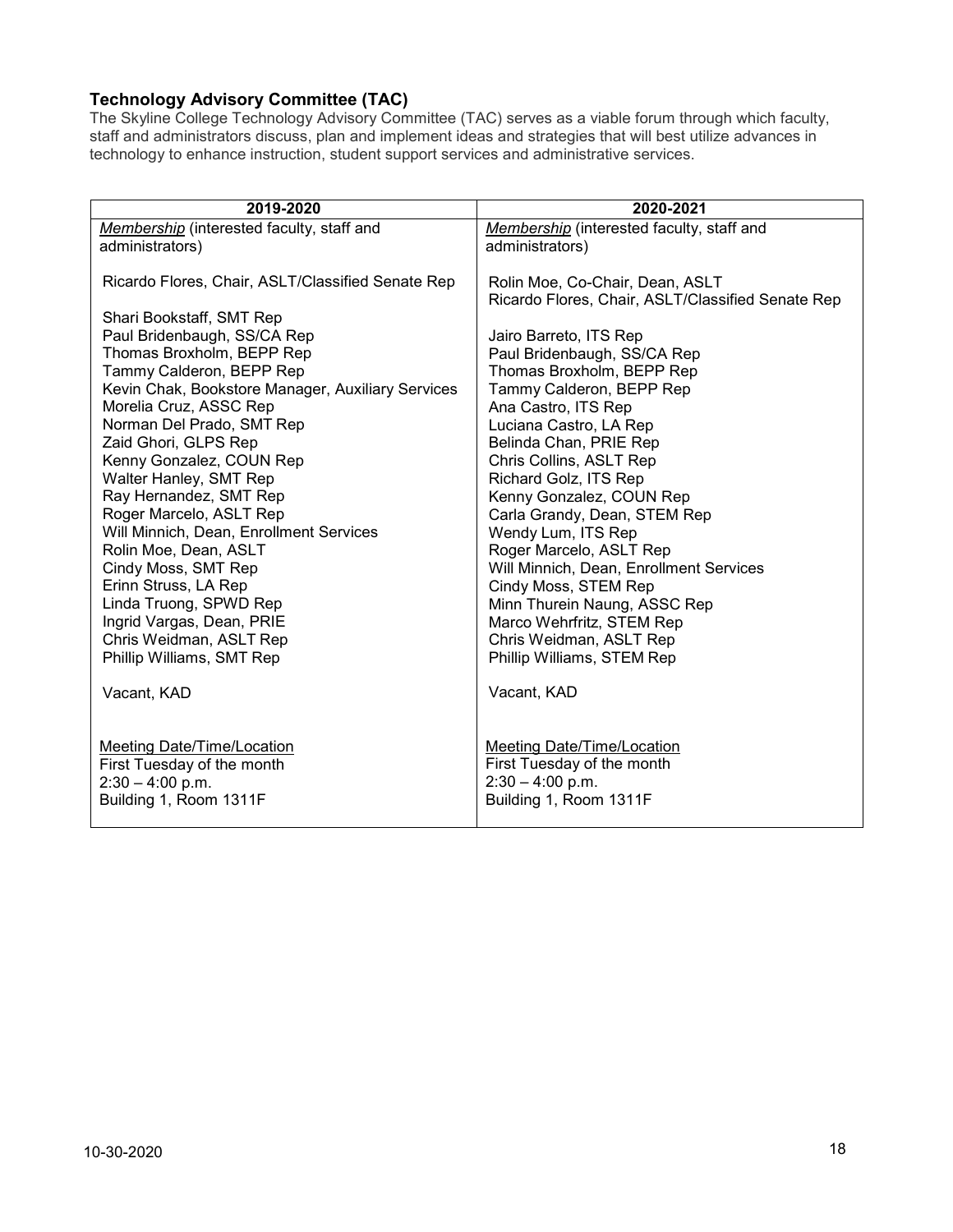### **Technology Advisory Committee (TAC)**

The Skyline College Technology Advisory Committee (TAC) serves as a viable forum through which faculty, staff and administrators discuss, plan and implement ideas and strategies that will best utilize advances in technology to enhance instruction, student support services and administrative services.

| 2019-2020 | 2020-2021 |
|---|---|
| *Membership* (interested faculty, staff and administrators) | *Membership* (interested faculty, staff and administrators) |
| Ricardo Flores, Chair, ASLT/Classified Senate Rep | Rolin Moe, Co-Chair, Dean, ASLT<br>Ricardo Flores, Chair, ASLT/Classified Senate Rep |
| Shari Bookstaff, SMT Rep<br>Paul Bridenbaugh, SS/CA Rep<br>Thomas Broxholm, BEPP Rep<br>Tammy Calderon, BEPP Rep<br>Kevin Chak, Bookstore Manager, Auxiliary Services<br>Morelia Cruz, ASSC Rep<br>Norman Del Prado, SMT Rep<br>Zaid Ghori, GLPS Rep<br>Kenny Gonzalez, COUN Rep<br>Walter Hanley, SMT Rep<br>Ray Hernandez, SMT Rep<br>Roger Marcelo, ASLT Rep<br>Will Minnich, Dean, Enrollment Services<br>Rolin Moe, Dean, ASLT<br>Cindy Moss, SMT Rep<br>Erinn Struss, LA Rep<br>Linda Truong, SPWD Rep<br>Ingrid Vargas, Dean, PRIE<br>Chris Weidman, ASLT Rep<br>Phillip Williams, SMT Rep | Jairo Barreto, ITS Rep<br>Paul Bridenbaugh, SS/CA Rep<br>Thomas Broxholm, BEPP Rep<br>Tammy Calderon, BEPP Rep<br>Ana Castro, ITS Rep<br>Luciana Castro, LA Rep<br>Belinda Chan, PRIE Rep<br>Chris Collins, ASLT Rep<br>Richard Golz, ITS Rep<br>Kenny Gonzalez, COUN Rep<br>Carla Grandy, Dean, STEM Rep<br>Wendy Lum, ITS Rep<br>Roger Marcelo, ASLT Rep<br>Will Minnich, Dean, Enrollment Services<br>Cindy Moss, STEM Rep<br>Minn Thurein Naung, ASSC Rep<br>Marco Wehrfritz, STEM Rep<br>Chris Weidman, ASLT Rep<br>Phillip Williams, STEM Rep |
| Vacant, KAD | Vacant, KAD |
| Meeting Date/Time/Location<br>First Tuesday of the month<br>2:30 – 4:00 p.m.<br>Building 1, Room 1311F | Meeting Date/Time/Location<br>First Tuesday of the month<br>2:30 – 4:00 p.m.<br>Building 1, Room 1311F |

10-30-2020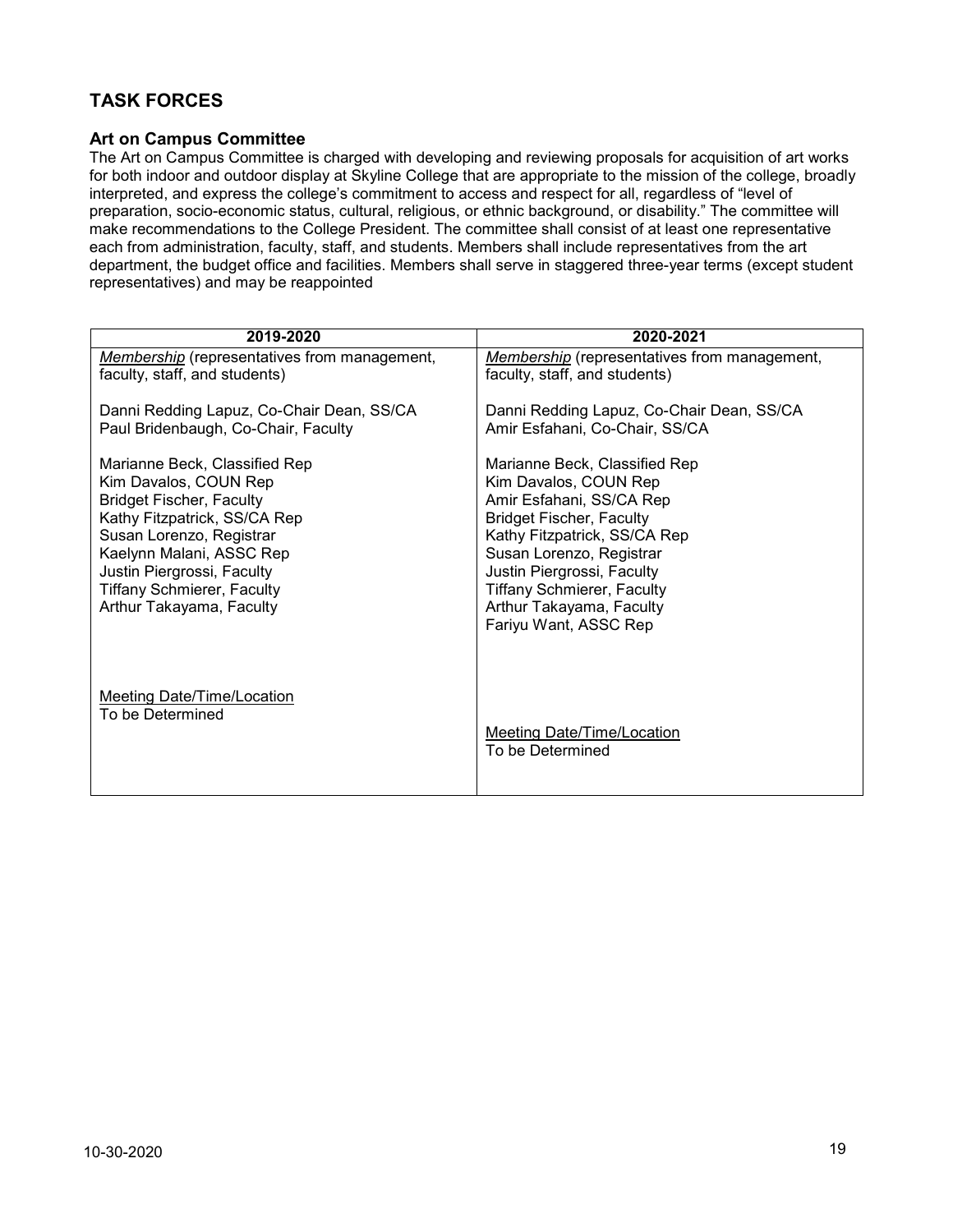## TASK FORCES

### Art on Campus Committee

The Art on Campus Committee is charged with developing and reviewing proposals for acquisition of art works for both indoor and outdoor display at Skyline College that are appropriate to the mission of the college, broadly interpreted, and express the college's commitment to access and respect for all, regardless of "level of preparation, socio-economic status, cultural, religious, or ethnic background, or disability." The committee will make recommendations to the College President. The committee shall consist of at least one representative each from administration, faculty, staff, and students. Members shall include representatives from the art department, the budget office and facilities. Members shall serve in staggered three-year terms (except student representatives) and may be reappointed

| 2019-2020 | 2020-2021 |
|---|---|
| *Membership* (representatives from management, faculty, staff, and students)<br><br>Danni Redding Lapuz, Co-Chair Dean, SS/CA<br>Paul Bridenbaugh, Co-Chair, Faculty<br><br>Marianne Beck, Classified Rep<br>Kim Davalos, COUN Rep<br>Bridget Fischer, Faculty<br>Kathy Fitzpatrick, SS/CA Rep<br>Susan Lorenzo, Registrar<br>Kaelynn Malani, ASSC Rep<br>Justin Piergrossi, Faculty<br>Tiffany Schmierer, Faculty<br>Arthur Takayama, Faculty<br><br>Meeting Date/Time/Location<br>To be Determined | *Membership* (representatives from management, faculty, staff, and students)<br><br>Danni Redding Lapuz, Co-Chair Dean, SS/CA<br>Amir Esfahani, Co-Chair, SS/CA<br><br>Marianne Beck, Classified Rep<br>Kim Davalos, COUN Rep<br>Amir Esfahani, SS/CA Rep<br>Bridget Fischer, Faculty<br>Kathy Fitzpatrick, SS/CA Rep<br>Susan Lorenzo, Registrar<br>Justin Piergrossi, Faculty<br>Tiffany Schmierer, Faculty<br>Arthur Takayama, Faculty<br>Fariyu Want, ASSC Rep<br><br>Meeting Date/Time/Location<br>To be Determined |

10-30-2020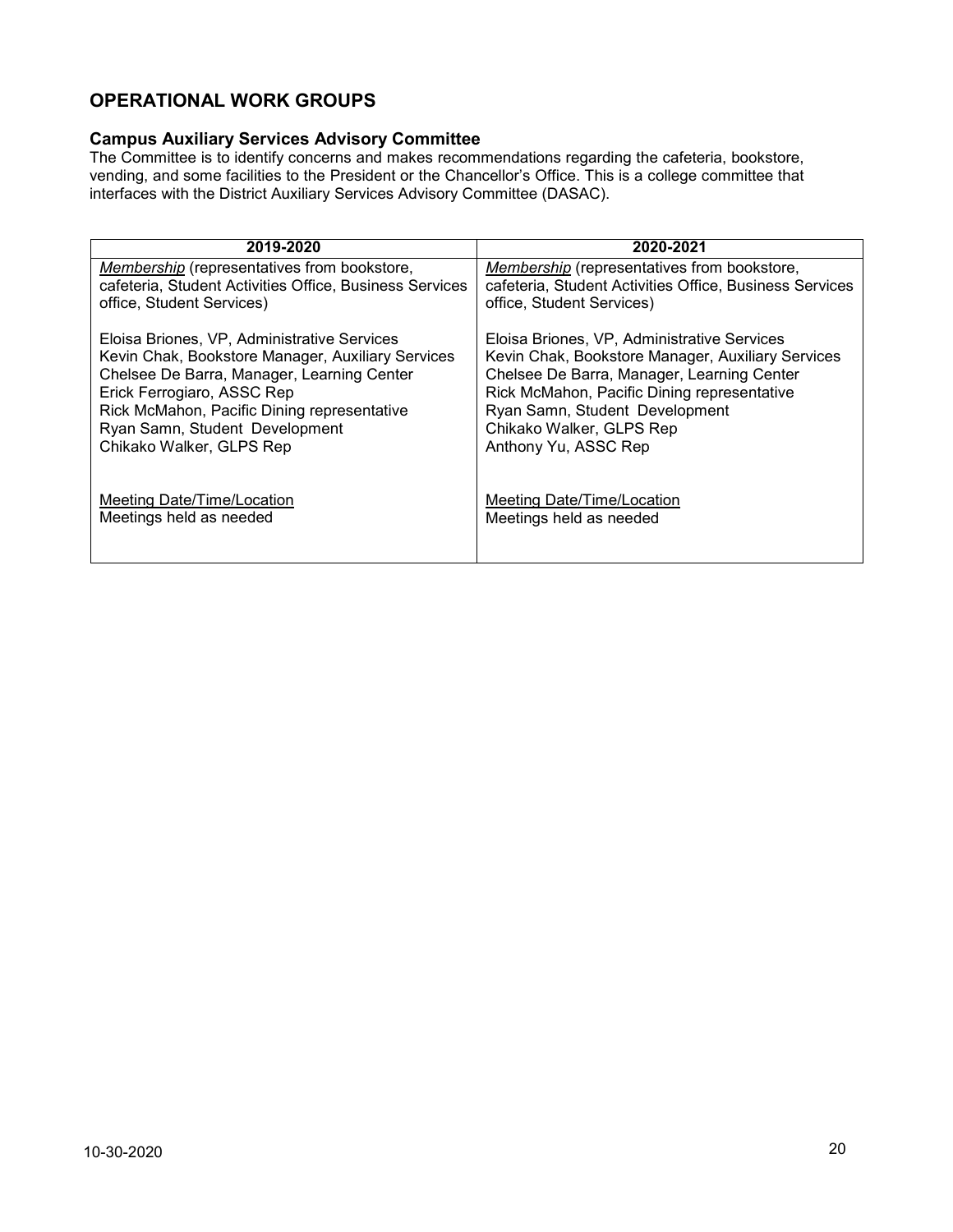## OPERATIONAL WORK GROUPS

### Campus Auxiliary Services Advisory Committee

The Committee is to identify concerns and makes recommendations regarding the cafeteria, bookstore, vending, and some facilities to the President or the Chancellor's Office. This is a college committee that interfaces with the District Auxiliary Services Advisory Committee (DASAC).

| 2019-2020 | 2020-2021 |
|---|---|
| *Membership* (representatives from bookstore, cafeteria, Student Activities Office, Business Services office, Student Services)<br><br>Eloisa Briones, VP, Administrative Services<br>Kevin Chak, Bookstore Manager, Auxiliary Services<br>Chelsee De Barra, Manager, Learning Center<br>Erick Ferrogiaro, ASSC Rep<br>Rick McMahon, Pacific Dining representative<br>Ryan Samn, Student Development<br>Chikako Walker, GLPS Rep<br><br>Meeting Date/Time/Location<br>Meetings held as needed | *Membership* (representatives from bookstore, cafeteria, Student Activities Office, Business Services office, Student Services)<br><br>Eloisa Briones, VP, Administrative Services<br>Kevin Chak, Bookstore Manager, Auxiliary Services<br>Chelsee De Barra, Manager, Learning Center<br>Rick McMahon, Pacific Dining representative<br>Ryan Samn, Student Development<br>Chikako Walker, GLPS Rep<br>Anthony Yu, ASSC Rep<br><br>Meeting Date/Time/Location<br>Meetings held as needed |

10-30-2020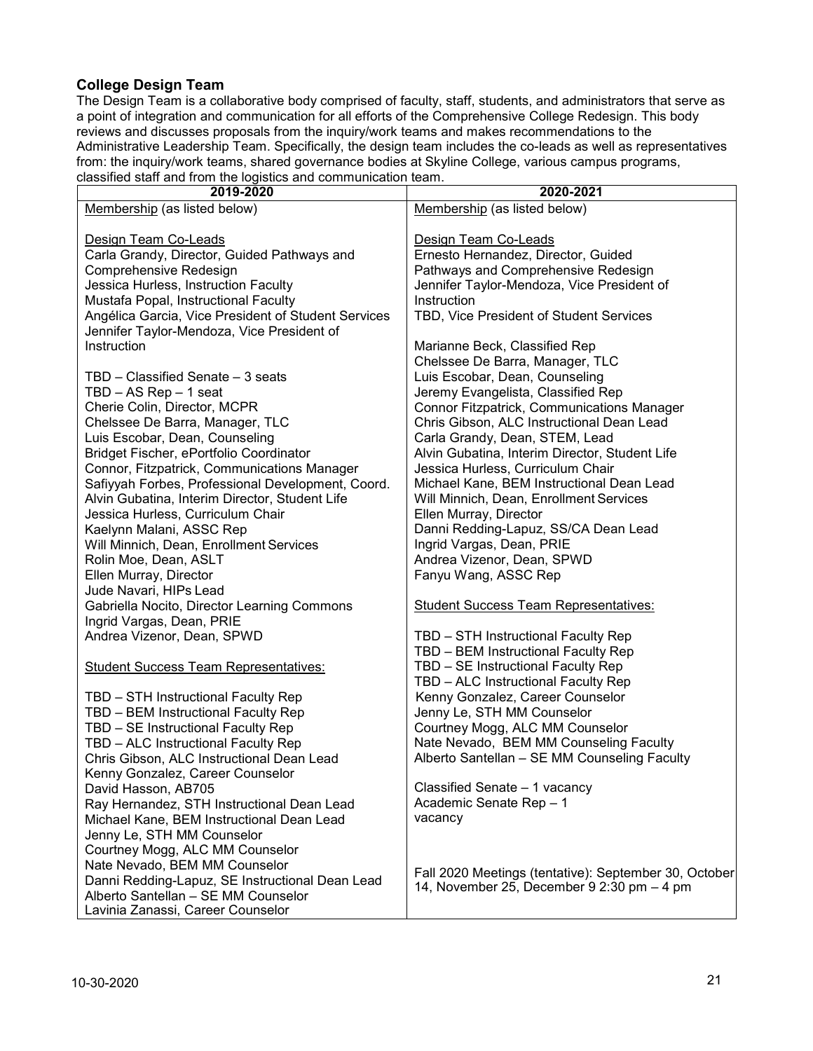## College Design Team

The Design Team is a collaborative body comprised of faculty, staff, students, and administrators that serve as a point of integration and communication for all efforts of the Comprehensive College Redesign. This body reviews and discusses proposals from the inquiry/work teams and makes recommendations to the Administrative Leadership Team. Specifically, the design team includes the co-leads as well as representatives from: the inquiry/work teams, shared governance bodies at Skyline College, various campus programs, classified staff and from the logistics and communication team.

| 2019-2020 | 2020-2021 |
|---|---|
| Membership (as listed below)<br><br>Design Team Co-Leads<br>Carla Grandy, Director, Guided Pathways and Comprehensive Redesign<br>Jessica Hurless, Instruction Faculty<br>Mustafa Popal, Instructional Faculty<br>Angélica Garcia, Vice President of Student Services<br>Jennifer Taylor-Mendoza, Vice President of Instruction<br><br>TBD – Classified Senate – 3 seats<br>TBD – AS Rep – 1 seat<br>Cherie Colin, Director, MCPR<br>Chelssee De Barra, Manager, TLC<br>Luis Escobar, Dean, Counseling<br>Bridget Fischer, ePortfolio Coordinator<br>Connor, Fitzpatrick, Communications Manager<br>Safiyyah Forbes, Professional Development, Coord.<br>Alvin Gubatina, Interim Director, Student Life<br>Jessica Hurless, Curriculum Chair<br>Kaelynn Malani, ASSC Rep<br>Will Minnich, Dean, Enrollment Services<br>Rolin Moe, Dean, ASLT<br>Ellen Murray, Director<br>Jude Navari, HIPs Lead<br>Gabriella Nocito, Director Learning Commons<br>Ingrid Vargas, Dean, PRIE<br>Andrea Vizenor, Dean, SPWD<br><br>Student Success Team Representatives:<br><br>TBD – STH Instructional Faculty Rep<br>TBD – BEM Instructional Faculty Rep<br>TBD – SE Instructional Faculty Rep<br>TBD – ALC Instructional Faculty Rep<br>Chris Gibson, ALC Instructional Dean Lead<br>Kenny Gonzalez, Career Counselor<br>David Hasson, AB705<br>Ray Hernandez, STH Instructional Dean Lead<br>Michael Kane, BEM Instructional Dean Lead<br>Jenny Le, STH MM Counselor<br>Courtney Mogg, ALC MM Counselor<br>Nate Nevado, BEM MM Counselor<br>Danni Redding-Lapuz, SE Instructional Dean Lead<br>Alberto Santellan – SE MM Counselor<br>Lavinia Zanassi, Career Counselor | Membership (as listed below)<br><br>Design Team Co-Leads<br>Ernesto Hernandez, Director, Guided Pathways and Comprehensive Redesign<br>Jennifer Taylor-Mendoza, Vice President of Instruction<br>TBD, Vice President of Student Services<br><br>Marianne Beck, Classified Rep<br>Chelssee De Barra, Manager, TLC<br>Luis Escobar, Dean, Counseling<br>Jeremy Evangelista, Classified Rep<br>Connor Fitzpatrick, Communications Manager<br>Chris Gibson, ALC Instructional Dean Lead<br>Carla Grandy, Dean, STEM, Lead<br>Alvin Gubatina, Interim Director, Student Life<br>Jessica Hurless, Curriculum Chair<br>Michael Kane, BEM Instructional Dean Lead<br>Will Minnich, Dean, Enrollment Services<br>Ellen Murray, Director<br>Danni Redding-Lapuz, SS/CA Dean Lead<br>Ingrid Vargas, Dean, PRIE<br>Andrea Vizenor, Dean, SPWD<br>Fanyu Wang, ASSC Rep<br><br>Student Success Team Representatives:<br><br>TBD – STH Instructional Faculty Rep<br>TBD – BEM Instructional Faculty Rep<br>TBD – SE Instructional Faculty Rep<br>TBD – ALC Instructional Faculty Rep<br>Kenny Gonzalez, Career Counselor<br>Jenny Le, STH MM Counselor<br>Courtney Mogg, ALC MM Counselor<br>Nate Nevado, BEM MM Counseling Faculty<br>Alberto Santellan – SE MM Counseling Faculty<br><br>Classified Senate – 1 vacancy<br>Academic Senate Rep – 1 vacancy<br><br>Fall 2020 Meetings (tentative): September 30, October 14, November 25, December 9 2:30 pm – 4 pm |

10-30-2020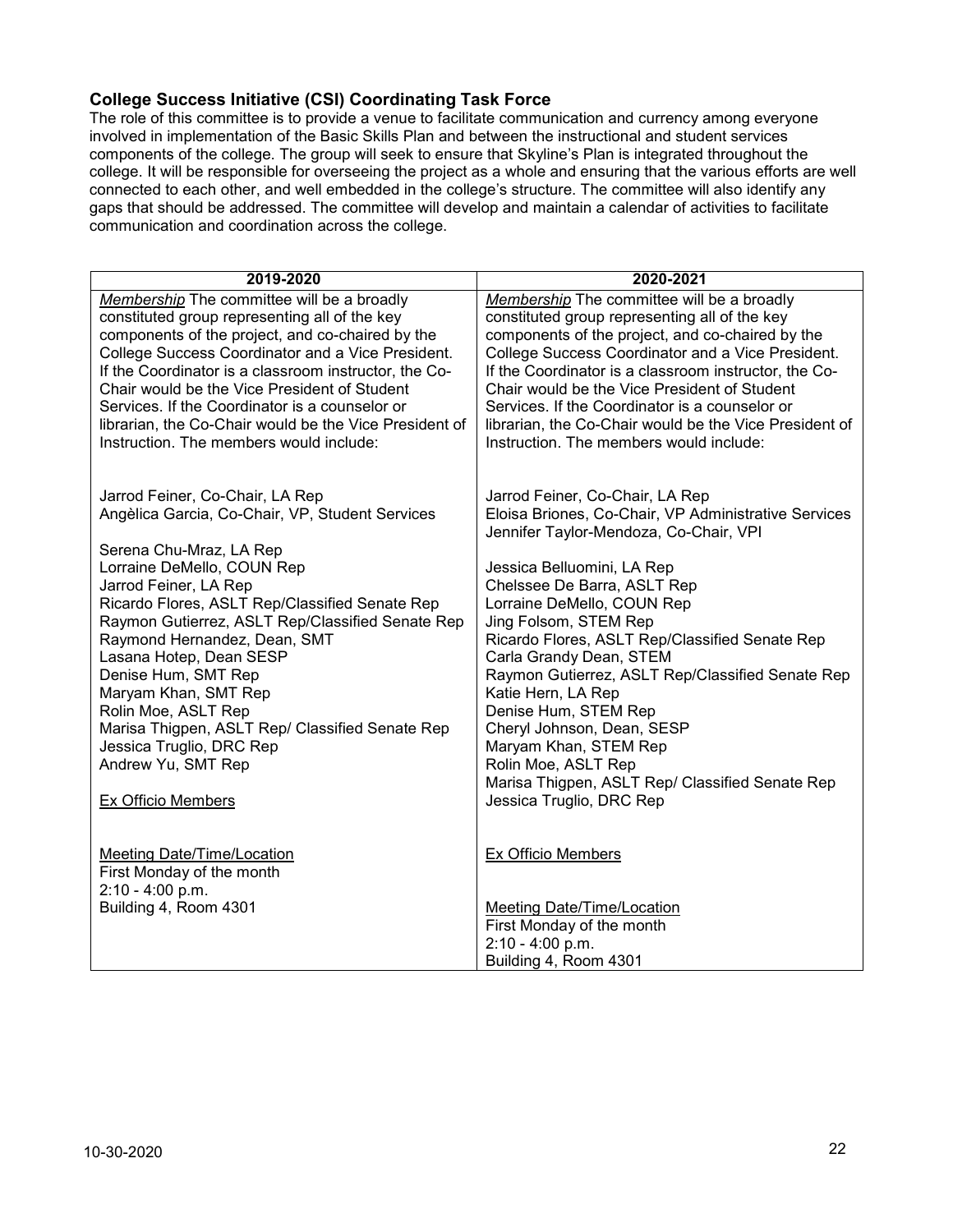### College Success Initiative (CSI) Coordinating Task Force

The role of this committee is to provide a venue to facilitate communication and currency among everyone involved in implementation of the Basic Skills Plan and between the instructional and student services components of the college. The group will seek to ensure that Skyline's Plan is integrated throughout the college. It will be responsible for overseeing the project as a whole and ensuring that the various efforts are well connected to each other, and well embedded in the college's structure. The committee will also identify any gaps that should be addressed. The committee will develop and maintain a calendar of activities to facilitate communication and coordination across the college.

| 2019-2020 | 2020-2021 |
|---|---|
| *Membership* The committee will be a broadly constituted group representing all of the key components of the project, and co-chaired by the College Success Coordinator and a Vice President. If the Coordinator is a classroom instructor, the Co-Chair would be the Vice President of Student Services. If the Coordinator is a counselor or librarian, the Co-Chair would be the Vice President of Instruction. The members would include:<br><br>Jarrod Feiner, Co-Chair, LA Rep<br>Angèlica Garcia, Co-Chair, VP, Student Services<br><br>Serena Chu-Mraz, LA Rep<br>Lorraine DeMello, COUN Rep<br>Jarrod Feiner, LA Rep<br>Ricardo Flores, ASLT Rep/Classified Senate Rep<br>Raymon Gutierrez, ASLT Rep/Classified Senate Rep<br>Raymond Hernandez, Dean, SMT<br>Lasana Hotep, Dean SESP<br>Denise Hum, SMT Rep<br>Maryam Khan, SMT Rep<br>Rolin Moe, ASLT Rep<br>Marisa Thigpen, ASLT Rep/ Classified Senate Rep<br>Jessica Truglio, DRC Rep<br>Andrew Yu, SMT Rep<br><br>Ex Officio Members<br><br>Meeting Date/Time/Location<br>First Monday of the month<br>2:10 - 4:00 p.m.<br>Building 4, Room 4301 | *Membership* The committee will be a broadly constituted group representing all of the key components of the project, and co-chaired by the College Success Coordinator and a Vice President. If the Coordinator is a classroom instructor, the Co-Chair would be the Vice President of Student Services. If the Coordinator is a counselor or librarian, the Co-Chair would be the Vice President of Instruction. The members would include:<br><br>Jarrod Feiner, Co-Chair, LA Rep<br>Eloisa Briones, Co-Chair, VP Administrative Services<br>Jennifer Taylor-Mendoza, Co-Chair, VPI<br><br>Jessica Belluomini, LA Rep<br>Chelssee De Barra, ASLT Rep<br>Lorraine DeMello, COUN Rep<br>Jing Folsom, STEM Rep<br>Ricardo Flores, ASLT Rep/Classified Senate Rep<br>Carla Grandy Dean, STEM<br>Raymon Gutierrez, ASLT Rep/Classified Senate Rep<br>Katie Hern, LA Rep<br>Denise Hum, STEM Rep<br>Cheryl Johnson, Dean, SESP<br>Maryam Khan, STEM Rep<br>Rolin Moe, ASLT Rep<br>Marisa Thigpen, ASLT Rep/ Classified Senate Rep<br>Jessica Truglio, DRC Rep<br><br>Ex Officio Members<br><br>Meeting Date/Time/Location<br>First Monday of the month<br>2:10 - 4:00 p.m.<br>Building 4, Room 4301 |

10-30-2020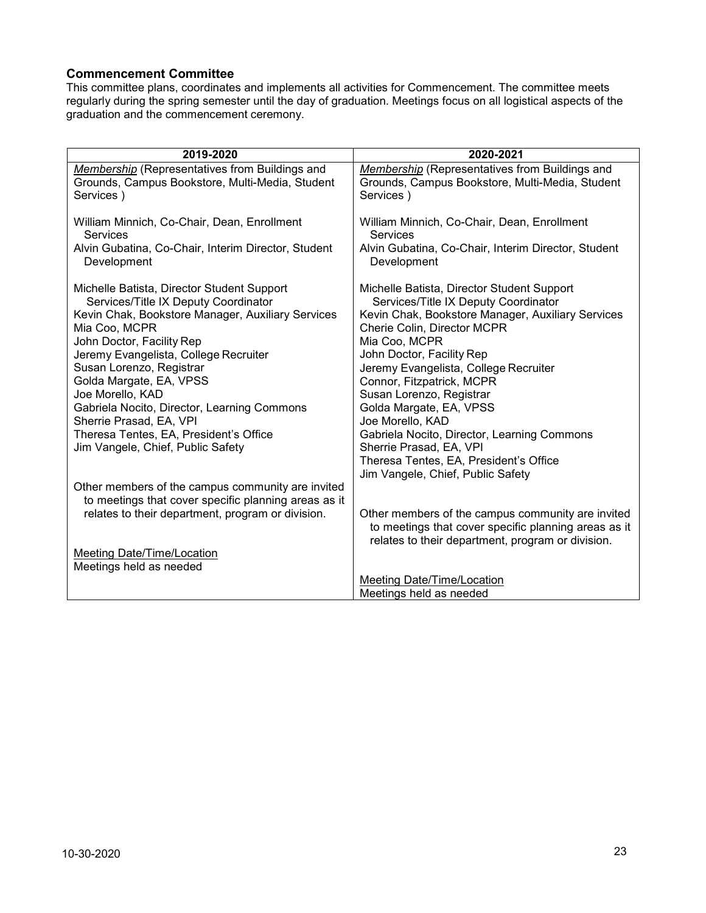### Commencement Committee

This committee plans, coordinates and implements all activities for Commencement. The committee meets regularly during the spring semester until the day of graduation. Meetings focus on all logistical aspects of the graduation and the commencement ceremony.

| 2019-2020 | 2020-2021 |
|---|---|
| *Membership* (Representatives from Buildings and Grounds, Campus Bookstore, Multi-Media, Student Services ) | *Membership* (Representatives from Buildings and Grounds, Campus Bookstore, Multi-Media, Student Services ) |
| William Minnich, Co-Chair, Dean, Enrollment Services<br>Alvin Gubatina, Co-Chair, Interim Director, Student Development | William Minnich, Co-Chair, Dean, Enrollment Services<br>Alvin Gubatina, Co-Chair, Interim Director, Student Development |
| Michelle Batista, Director Student Support Services/Title IX Deputy Coordinator<br>Kevin Chak, Bookstore Manager, Auxiliary Services<br>Mia Coo, MCPR<br>John Doctor, Facility Rep<br>Jeremy Evangelista, College Recruiter<br>Susan Lorenzo, Registrar<br>Golda Margate, EA, VPSS<br>Joe Morello, KAD<br>Gabriela Nocito, Director, Learning Commons<br>Sherrie Prasad, EA, VPI<br>Theresa Tentes, EA, President's Office<br>Jim Vangele, Chief, Public Safety | Michelle Batista, Director Student Support Services/Title IX Deputy Coordinator<br>Kevin Chak, Bookstore Manager, Auxiliary Services<br>Cherie Colin, Director MCPR<br>Mia Coo, MCPR<br>John Doctor, Facility Rep<br>Jeremy Evangelista, College Recruiter<br>Connor, Fitzpatrick, MCPR<br>Susan Lorenzo, Registrar<br>Golda Margate, EA, VPSS<br>Joe Morello, KAD<br>Gabriela Nocito, Director, Learning Commons<br>Sherrie Prasad, EA, VPI<br>Theresa Tentes, EA, President's Office<br>Jim Vangele, Chief, Public Safety |
| Other members of the campus community are invited to meetings that cover specific planning areas as it relates to their department, program or division. | Other members of the campus community are invited to meetings that cover specific planning areas as it relates to their department, program or division. |
| Meeting Date/Time/Location<br>Meetings held as needed | Meeting Date/Time/Location<br>Meetings held as needed |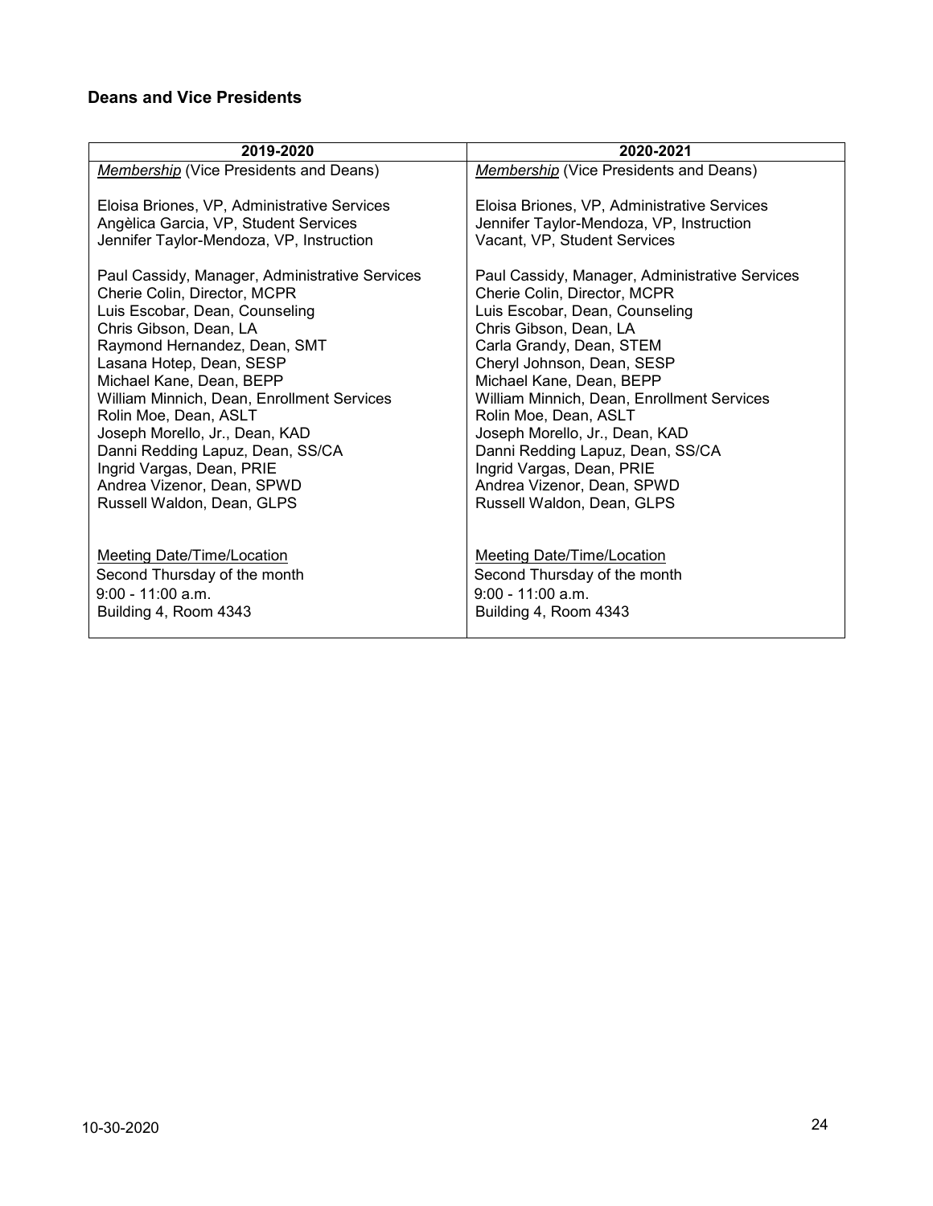### Deans and Vice Presidents

| 2019-2020 | 2020-2021 |
|---|---|
| *Membership* (Vice Presidents and Deans) | *Membership* (Vice Presidents and Deans) |
| Eloisa Briones, VP, Administrative Services<br>Angèlica Garcia, VP, Student Services<br>Jennifer Taylor-Mendoza, VP, Instruction | Eloisa Briones, VP, Administrative Services<br>Jennifer Taylor-Mendoza, VP, Instruction<br>Vacant, VP, Student Services |
| Paul Cassidy, Manager, Administrative Services<br>Cherie Colin, Director, MCPR<br>Luis Escobar, Dean, Counseling<br>Chris Gibson, Dean, LA<br>Raymond Hernandez, Dean, SMT<br>Lasana Hotep, Dean, SESP<br>Michael Kane, Dean, BEPP<br>William Minnich, Dean, Enrollment Services<br>Rolin Moe, Dean, ASLT<br>Joseph Morello, Jr., Dean, KAD<br>Danni Redding Lapuz, Dean, SS/CA<br>Ingrid Vargas, Dean, PRIE<br>Andrea Vizenor, Dean, SPWD<br>Russell Waldon, Dean, GLPS | Paul Cassidy, Manager, Administrative Services<br>Cherie Colin, Director, MCPR<br>Luis Escobar, Dean, Counseling<br>Chris Gibson, Dean, LA<br>Carla Grandy, Dean, STEM<br>Cheryl Johnson, Dean, SESP<br>Michael Kane, Dean, BEPP<br>William Minnich, Dean, Enrollment Services<br>Rolin Moe, Dean, ASLT<br>Joseph Morello, Jr., Dean, KAD<br>Danni Redding Lapuz, Dean, SS/CA<br>Ingrid Vargas, Dean, PRIE<br>Andrea Vizenor, Dean, SPWD<br>Russell Waldon, Dean, GLPS |
| Meeting Date/Time/Location<br>Second Thursday of the month<br>9:00 - 11:00 a.m.<br>Building 4, Room 4343 | Meeting Date/Time/Location<br>Second Thursday of the month<br>9:00 - 11:00 a.m.<br>Building 4, Room 4343 |

10-30-2020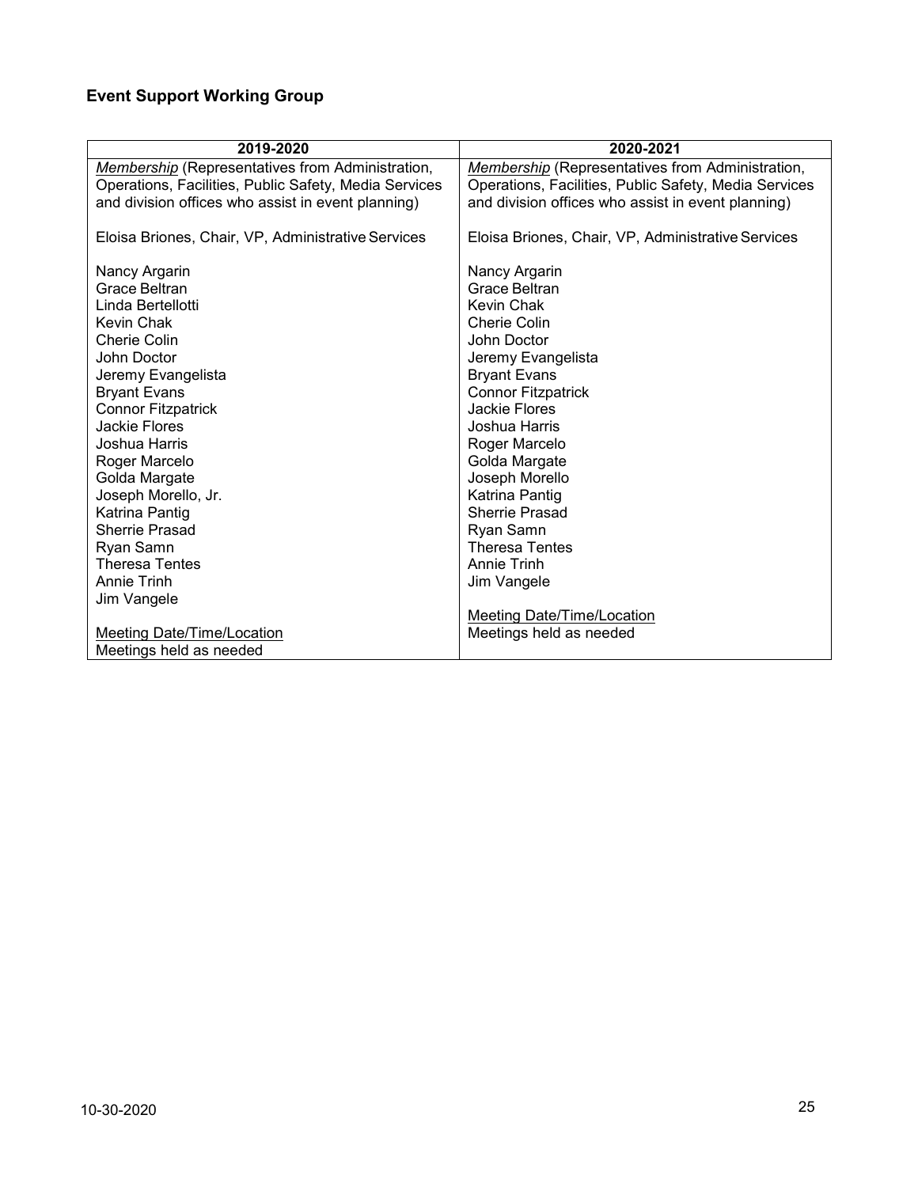## Event Support Working Group

| 2019-2020 | 2020-2021 |
|---|---|
| *Membership* (Representatives from Administration, Operations, Facilities, Public Safety, Media Services and division offices who assist in event planning)<br><br>Eloisa Briones, Chair, VP, Administrative Services<br><br>Nancy Argarin<br>Grace Beltran<br>Linda Bertellotti<br>Kevin Chak<br>Cherie Colin<br>John Doctor<br>Jeremy Evangelista<br>Bryant Evans<br>Connor Fitzpatrick<br>Jackie Flores<br>Joshua Harris<br>Roger Marcelo<br>Golda Margate<br>Joseph Morello, Jr.<br>Katrina Pantig<br>Sherrie Prasad<br>Ryan Samn<br>Theresa Tentes<br>Annie Trinh<br>Jim Vangele<br><br>Meeting Date/Time/Location<br>Meetings held as needed | *Membership* (Representatives from Administration, Operations, Facilities, Public Safety, Media Services and division offices who assist in event planning)<br><br>Eloisa Briones, Chair, VP, Administrative Services<br><br>Nancy Argarin<br>Grace Beltran<br>Kevin Chak<br>Cherie Colin<br>John Doctor<br>Jeremy Evangelista<br>Bryant Evans<br>Connor Fitzpatrick<br>Jackie Flores<br>Joshua Harris<br>Roger Marcelo<br>Golda Margate<br>Joseph Morello<br>Katrina Pantig<br>Sherrie Prasad<br>Ryan Samn<br>Theresa Tentes<br>Annie Trinh<br>Jim Vangele<br><br>Meeting Date/Time/Location<br>Meetings held as needed |

10-30-2020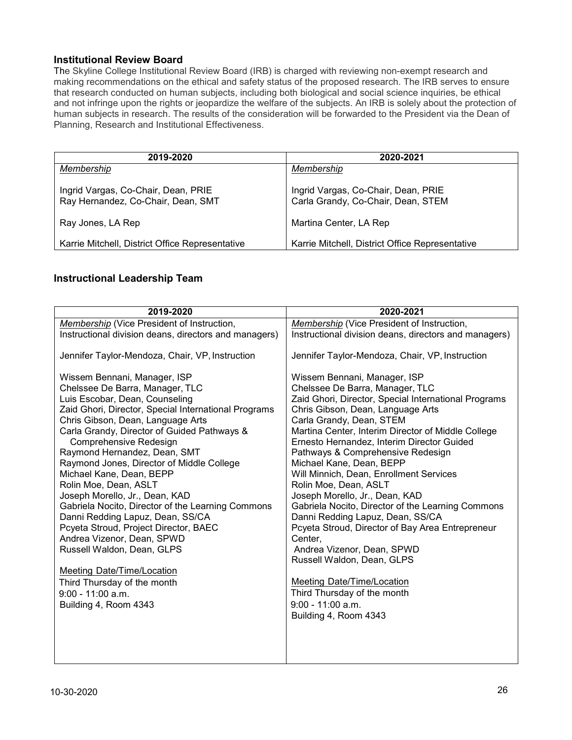### Institutional Review Board

The Skyline College Institutional Review Board (IRB) is charged with reviewing non-exempt research and making recommendations on the ethical and safety status of the proposed research. The IRB serves to ensure that research conducted on human subjects, including both biological and social science inquiries, be ethical and not infringe upon the rights or jeopardize the welfare of the subjects. An IRB is solely about the protection of human subjects in research. The results of the consideration will be forwarded to the President via the Dean of Planning, Research and Institutional Effectiveness.

| 2019-2020 | 2020-2021 |
|---|---|
| *Membership*<br><br>Ingrid Vargas, Co-Chair, Dean, PRIE<br>Ray Hernandez, Co-Chair, Dean, SMT<br><br>Ray Jones, LA Rep<br><br>Karrie Mitchell, District Office Representative | *Membership*<br><br>Ingrid Vargas, Co-Chair, Dean, PRIE<br>Carla Grandy, Co-Chair, Dean, STEM<br><br>Martina Center, LA Rep<br><br>Karrie Mitchell, District Office Representative |

### Instructional Leadership Team

| 2019-2020 | 2020-2021 |
|---|---|
| *Membership* (Vice President of Instruction, Instructional division deans, directors and managers)<br><br>Jennifer Taylor-Mendoza, Chair, VP, Instruction<br><br>Wissem Bennani, Manager, ISP<br>Chelssee De Barra, Manager, TLC<br>Luis Escobar, Dean, Counseling<br>Zaid Ghori, Director, Special International Programs<br>Chris Gibson, Dean, Language Arts<br>Carla Grandy, Director of Guided Pathways & Comprehensive Redesign<br>Raymond Hernandez, Dean, SMT<br>Raymond Jones, Director of Middle College<br>Michael Kane, Dean, BEPP<br>Rolin Moe, Dean, ASLT<br>Joseph Morello, Jr., Dean, KAD<br>Gabriela Nocito, Director of the Learning Commons<br>Danni Redding Lapuz, Dean, SS/CA<br>Pcyeta Stroud, Project Director, BAEC<br>Andrea Vizenor, Dean, SPWD<br>Russell Waldon, Dean, GLPS<br><br>Meeting Date/Time/Location<br>Third Thursday of the month<br>9:00 - 11:00 a.m.<br>Building 4, Room 4343 | *Membership* (Vice President of Instruction, Instructional division deans, directors and managers)<br><br>Jennifer Taylor-Mendoza, Chair, VP, Instruction<br><br>Wissem Bennani, Manager, ISP<br>Chelssee De Barra, Manager, TLC<br>Zaid Ghori, Director, Special International Programs<br>Chris Gibson, Dean, Language Arts<br>Carla Grandy, Dean, STEM<br>Martina Center, Interim Director of Middle College<br>Ernesto Hernandez, Interim Director Guided Pathways & Comprehensive Redesign<br>Michael Kane, Dean, BEPP<br>Will Minnich, Dean, Enrollment Services<br>Rolin Moe, Dean, ASLT<br>Joseph Morello, Jr., Dean, KAD<br>Gabriela Nocito, Director of the Learning Commons<br>Danni Redding Lapuz, Dean, SS/CA<br>Pcyeta Stroud, Director of Bay Area Entrepreneur Center,<br>Andrea Vizenor, Dean, SPWD<br>Russell Waldon, Dean, GLPS<br><br>Meeting Date/Time/Location<br>Third Thursday of the month<br>9:00 - 11:00 a.m.<br>Building 4, Room 4343 |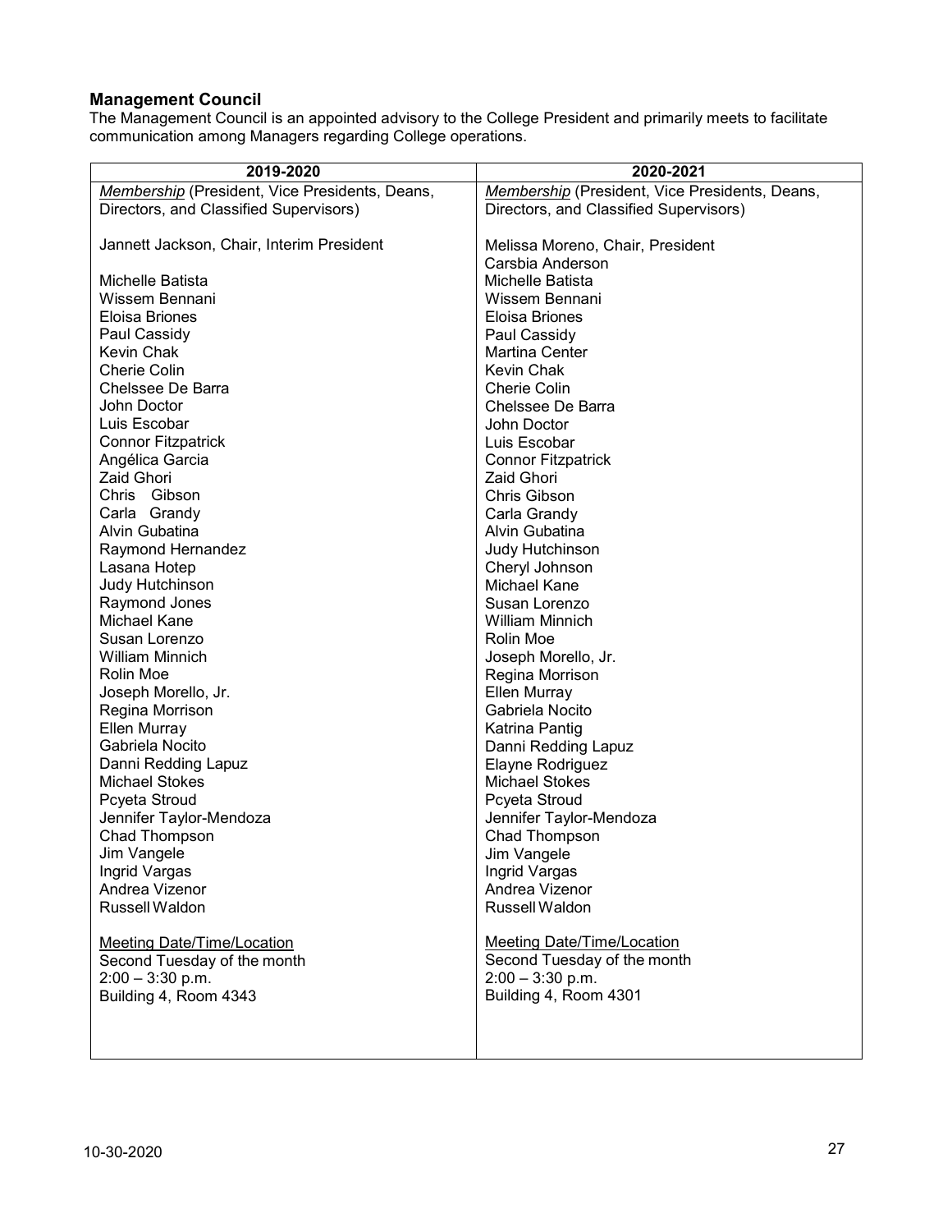### Management Council

The Management Council is an appointed advisory to the College President and primarily meets to facilitate communication among Managers regarding College operations.

| 2019-2020 | 2020-2021 |
|---|---|
| *Membership* (President, Vice Presidents, Deans, Directors, and Classified Supervisors) | *Membership* (President, Vice Presidents, Deans, Directors, and Classified Supervisors) |
| Jannett Jackson, Chair, Interim President | Melissa Moreno, Chair, President |
| Michelle Batista | Carsbia Anderson |
| Wissem Bennani | Michelle Batista |
| Eloisa Briones | Wissem Bennani |
| Paul Cassidy | Eloisa Briones |
| Kevin Chak | Paul Cassidy |
| Cherie Colin | Martina Center |
| Chelssee De Barra | Kevin Chak |
| John Doctor | Cherie Colin |
| Luis Escobar | Chelssee De Barra |
| Connor Fitzpatrick | John Doctor |
| Angélica Garcia | Luis Escobar |
| Zaid Ghori | Connor Fitzpatrick |
| Chris Gibson | Zaid Ghori |
| Carla Grandy | Chris Gibson |
| Alvin Gubatina | Carla Grandy |
| Raymond Hernandez | Alvin Gubatina |
| Lasana Hotep | Judy Hutchinson |
| Judy Hutchinson | Cheryl Johnson |
| Raymond Jones | Michael Kane |
| Michael Kane | Susan Lorenzo |
| Susan Lorenzo | William Minnich |
| William Minnich | Rolin Moe |
| Rolin Moe | Joseph Morello, Jr. |
| Joseph Morello, Jr. | Regina Morrison |
| Regina Morrison | Ellen Murray |
| Ellen Murray | Gabriela Nocito |
| Gabriela Nocito | Katrina Pantig |
| Danni Redding Lapuz | Danni Redding Lapuz |
| Michael Stokes | Elayne Rodriguez |
| Pcyeta Stroud | Michael Stokes |
| Jennifer Taylor-Mendoza | Pcyeta Stroud |
| Chad Thompson | Jennifer Taylor-Mendoza |
| Jim Vangele | Chad Thompson |
| Ingrid Vargas | Jim Vangele |
| Andrea Vizenor | Ingrid Vargas |
| Russell Waldon | Andrea Vizenor |
| | Russell Waldon |
| Meeting Date/Time/Location<br>Second Tuesday of the month<br>2:00 – 3:30 p.m.<br>Building 4, Room 4343 | Meeting Date/Time/Location<br>Second Tuesday of the month<br>2:00 – 3:30 p.m.<br>Building 4, Room 4301 |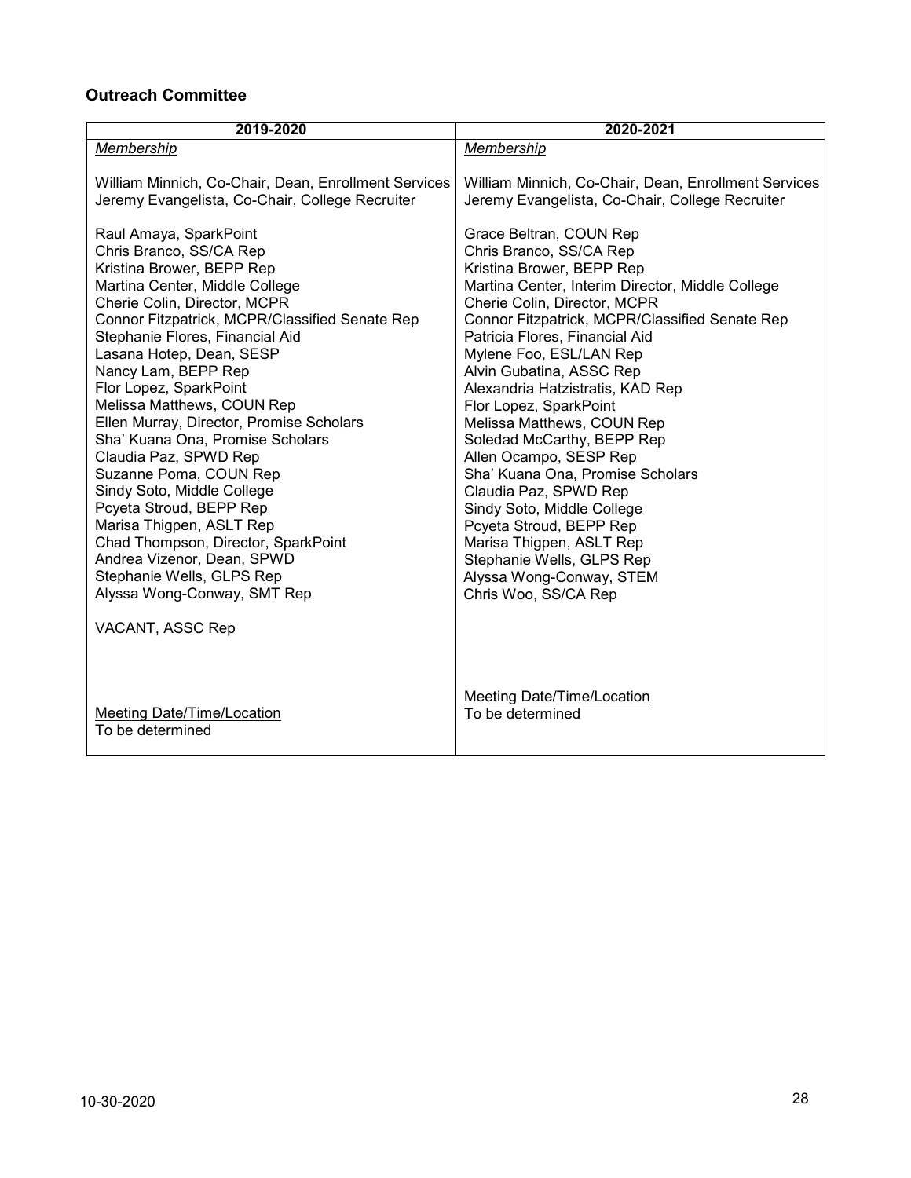**Outreach Committee**

| 2019-2020 | 2020-2021 |
|---|---|
| *Membership*<br><br>William Minnich, Co-Chair, Dean, Enrollment Services<br>Jeremy Evangelista, Co-Chair, College Recruiter<br><br>Raul Amaya, SparkPoint<br>Chris Branco, SS/CA Rep<br>Kristina Brower, BEPP Rep<br>Martina Center, Middle College<br>Cherie Colin, Director, MCPR<br>Connor Fitzpatrick, MCPR/Classified Senate Rep<br>Stephanie Flores, Financial Aid<br>Lasana Hotep, Dean, SESP<br>Nancy Lam, BEPP Rep<br>Flor Lopez, SparkPoint<br>Melissa Matthews, COUN Rep<br>Ellen Murray, Director, Promise Scholars<br>Sha' Kuana Ona, Promise Scholars<br>Claudia Paz, SPWD Rep<br>Suzanne Poma, COUN Rep<br>Sindy Soto, Middle College<br>Pcyeta Stroud, BEPP Rep<br>Marisa Thigpen, ASLT Rep<br>Chad Thompson, Director, SparkPoint<br>Andrea Vizenor, Dean, SPWD<br>Stephanie Wells, GLPS Rep<br>Alyssa Wong-Conway, SMT Rep<br><br>VACANT, ASSC Rep<br><br>Meeting Date/Time/Location<br>To be determined | *Membership*<br><br>William Minnich, Co-Chair, Dean, Enrollment Services<br>Jeremy Evangelista, Co-Chair, College Recruiter<br><br>Grace Beltran, COUN Rep<br>Chris Branco, SS/CA Rep<br>Kristina Brower, BEPP Rep<br>Martina Center, Interim Director, Middle College<br>Cherie Colin, Director, MCPR<br>Connor Fitzpatrick, MCPR/Classified Senate Rep<br>Patricia Flores, Financial Aid<br>Mylene Foo, ESL/LAN Rep<br>Alvin Gubatina, ASSC Rep<br>Alexandria Hatzistratis, KAD Rep<br>Flor Lopez, SparkPoint<br>Melissa Matthews, COUN Rep<br>Soledad McCarthy, BEPP Rep<br>Allen Ocampo, SESP Rep<br>Sha' Kuana Ona, Promise Scholars<br>Claudia Paz, SPWD Rep<br>Sindy Soto, Middle College<br>Pcyeta Stroud, BEPP Rep<br>Marisa Thigpen, ASLT Rep<br>Stephanie Wells, GLPS Rep<br>Alyssa Wong-Conway, STEM<br>Chris Woo, SS/CA Rep<br><br>Meeting Date/Time/Location<br>To be determined |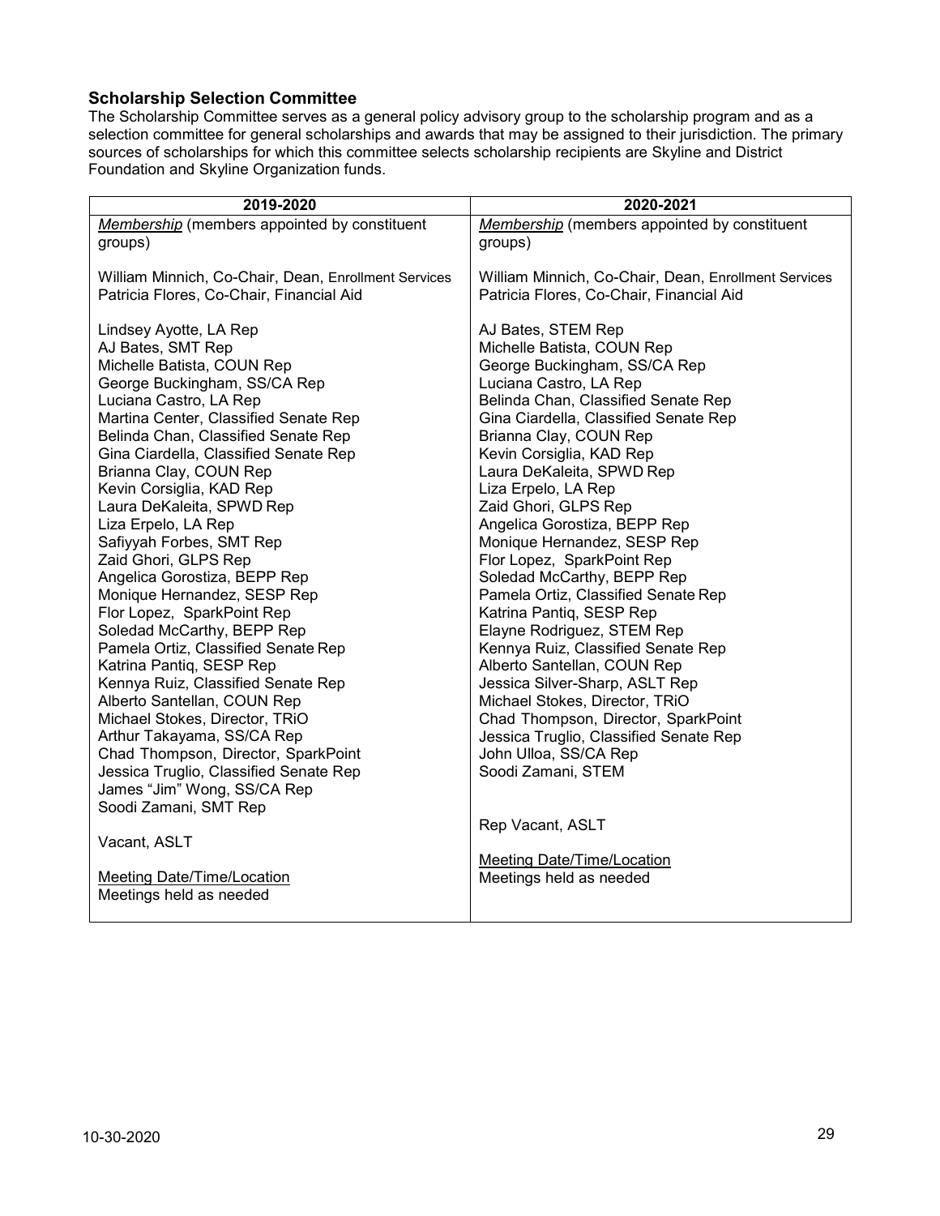### Scholarship Selection Committee

The Scholarship Committee serves as a general policy advisory group to the scholarship program and as a selection committee for general scholarships and awards that may be assigned to their jurisdiction. The primary sources of scholarships for which this committee selects scholarship recipients are Skyline and District Foundation and Skyline Organization funds.

| 2019-2020 | 2020-2021 |
|---|---|
| *Membership* (members appointed by constituent groups)<br><br>William Minnich, Co-Chair, Dean, Enrollment Services<br>Patricia Flores, Co-Chair, Financial Aid<br><br>Lindsey Ayotte, LA Rep<br>AJ Bates, SMT Rep<br>Michelle Batista, COUN Rep<br>George Buckingham, SS/CA Rep<br>Luciana Castro, LA Rep<br>Martina Center, Classified Senate Rep<br>Belinda Chan, Classified Senate Rep<br>Gina Ciardella, Classified Senate Rep<br>Brianna Clay, COUN Rep<br>Kevin Corsiglia, KAD Rep<br>Laura DeKaleita, SPWD Rep<br>Liza Erpelo, LA Rep<br>Safiyyah Forbes, SMT Rep<br>Zaid Ghori, GLPS Rep<br>Angelica Gorostiza, BEPP Rep<br>Monique Hernandez, SESP Rep<br>Flor Lopez, SparkPoint Rep<br>Soledad McCarthy, BEPP Rep<br>Pamela Ortiz, Classified Senate Rep<br>Katrina Pantiq, SESP Rep<br>Kennya Ruiz, Classified Senate Rep<br>Alberto Santellan, COUN Rep<br>Michael Stokes, Director, TRiO<br>Arthur Takayama, SS/CA Rep<br>Chad Thompson, Director, SparkPoint<br>Jessica Truglio, Classified Senate Rep<br>James "Jim" Wong, SS/CA Rep<br>Soodi Zamani, SMT Rep<br><br>Vacant, ASLT<br><br>Meeting Date/Time/Location<br>Meetings held as needed | *Membership* (members appointed by constituent groups)<br><br>William Minnich, Co-Chair, Dean, Enrollment Services<br>Patricia Flores, Co-Chair, Financial Aid<br><br>AJ Bates, STEM Rep<br>Michelle Batista, COUN Rep<br>George Buckingham, SS/CA Rep<br>Luciana Castro, LA Rep<br>Belinda Chan, Classified Senate Rep<br>Gina Ciardella, Classified Senate Rep<br>Brianna Clay, COUN Rep<br>Kevin Corsiglia, KAD Rep<br>Laura DeKaleita, SPWD Rep<br>Liza Erpelo, LA Rep<br>Zaid Ghori, GLPS Rep<br>Angelica Gorostiza, BEPP Rep<br>Monique Hernandez, SESP Rep<br>Flor Lopez, SparkPoint Rep<br>Soledad McCarthy, BEPP Rep<br>Pamela Ortiz, Classified Senate Rep<br>Katrina Pantiq, SESP Rep<br>Elayne Rodriguez, STEM Rep<br>Kennya Ruiz, Classified Senate Rep<br>Alberto Santellan, COUN Rep<br>Jessica Silver-Sharp, ASLT Rep<br>Michael Stokes, Director, TRiO<br>Chad Thompson, Director, SparkPoint<br>Jessica Truglio, Classified Senate Rep<br>John Ulloa, SS/CA Rep<br>Soodi Zamani, STEM<br><br>Rep Vacant, ASLT<br><br>Meeting Date/Time/Location<br>Meetings held as needed |

10-30-2020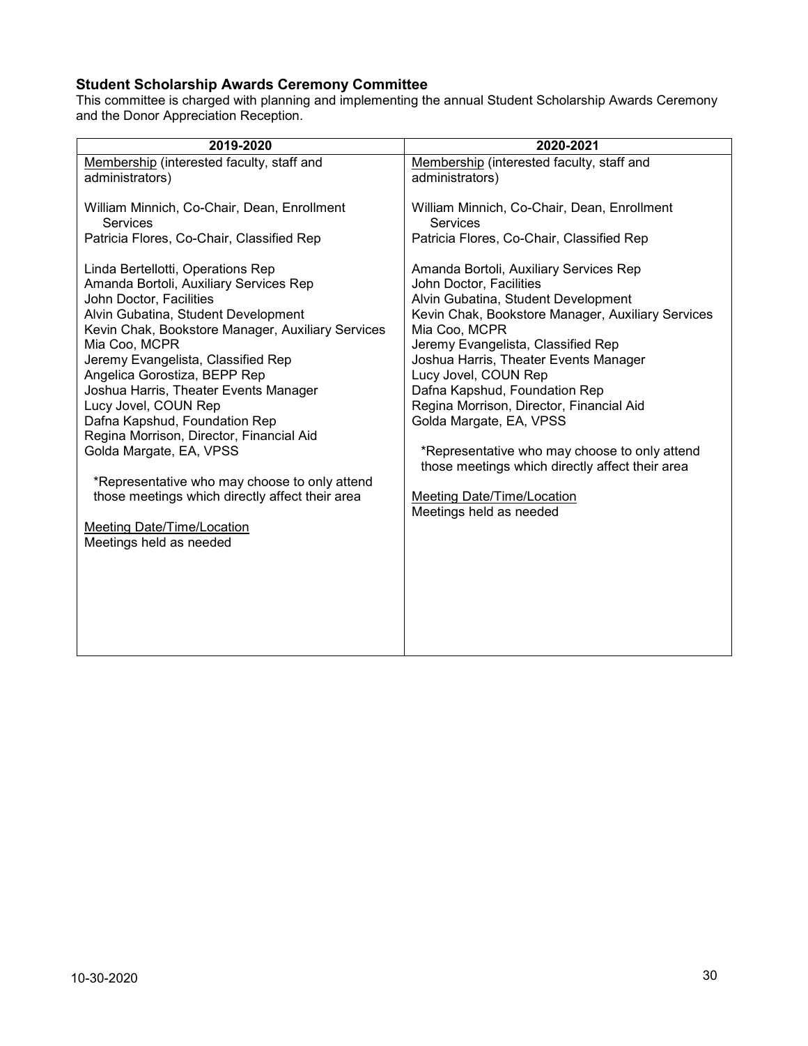### Student Scholarship Awards Ceremony Committee

This committee is charged with planning and implementing the annual Student Scholarship Awards Ceremony and the Donor Appreciation Reception.

| 2019-2020 | 2020-2021 |
|---|---|
| <u>Membership</u> (interested faculty, staff and administrators)<br><br>William Minnich, Co-Chair, Dean, Enrollment Services<br>Patricia Flores, Co-Chair, Classified Rep<br><br>Linda Bertellotti, Operations Rep<br>Amanda Bortoli, Auxiliary Services Rep<br>John Doctor, Facilities<br>Alvin Gubatina, Student Development<br>Kevin Chak, Bookstore Manager, Auxiliary Services<br>Mia Coo, MCPR<br>Jeremy Evangelista, Classified Rep<br>Angelica Gorostiza, BEPP Rep<br>Joshua Harris, Theater Events Manager<br>Lucy Jovel, COUN Rep<br>Dafna Kapshud, Foundation Rep<br>Regina Morrison, Director, Financial Aid<br>Golda Margate, EA, VPSS<br><br>*Representative who may choose to only attend those meetings which directly affect their area<br><br><u>Meeting Date/Time/Location</u><br>Meetings held as needed | <u>Membership</u> (interested faculty, staff and administrators)<br><br>William Minnich, Co-Chair, Dean, Enrollment Services<br>Patricia Flores, Co-Chair, Classified Rep<br><br>Amanda Bortoli, Auxiliary Services Rep<br>John Doctor, Facilities<br>Alvin Gubatina, Student Development<br>Kevin Chak, Bookstore Manager, Auxiliary Services<br>Mia Coo, MCPR<br>Jeremy Evangelista, Classified Rep<br>Joshua Harris, Theater Events Manager<br>Lucy Jovel, COUN Rep<br>Dafna Kapshud, Foundation Rep<br>Regina Morrison, Director, Financial Aid<br>Golda Margate, EA, VPSS<br><br>*Representative who may choose to only attend those meetings which directly affect their area<br><br><u>Meeting Date/Time/Location</u><br>Meetings held as needed |

10-30-2020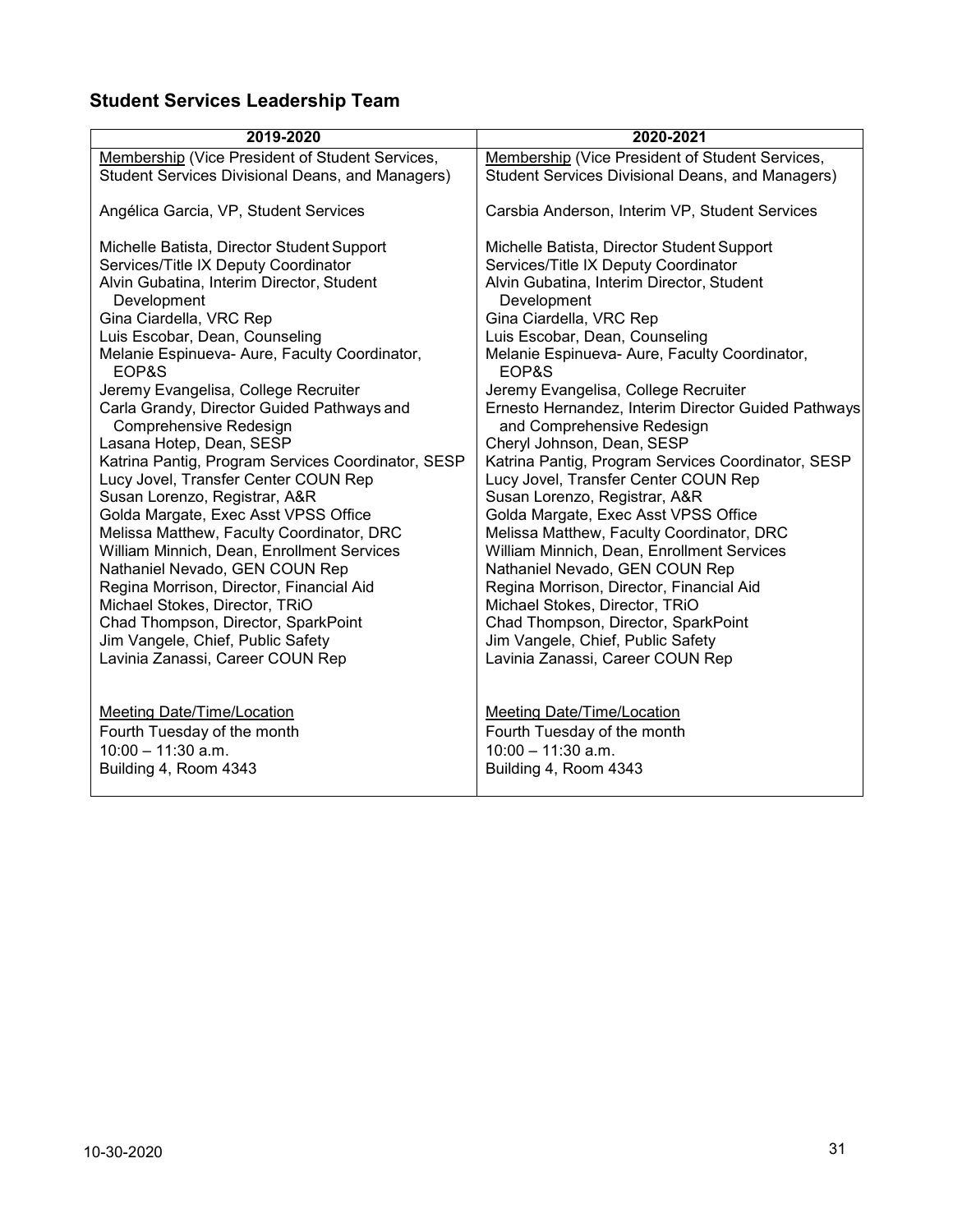## Student Services Leadership Team

| 2019-2020 | 2020-2021 |
|---|---|
| Membership (Vice President of Student Services, Student Services Divisional Deans, and Managers)<br><br>Angélica Garcia, VP, Student Services<br><br>Michelle Batista, Director Student Support Services/Title IX Deputy Coordinator<br>Alvin Gubatina, Interim Director, Student Development<br>Gina Ciardella, VRC Rep<br>Luis Escobar, Dean, Counseling<br>Melanie Espinueva- Aure, Faculty Coordinator, EOP&S<br>Jeremy Evangelisa, College Recruiter<br>Carla Grandy, Director Guided Pathways and Comprehensive Redesign<br>Lasana Hotep, Dean, SESP<br>Katrina Pantig, Program Services Coordinator, SESP<br>Lucy Jovel, Transfer Center COUN Rep<br>Susan Lorenzo, Registrar, A&R<br>Golda Margate, Exec Asst VPSS Office<br>Melissa Matthew, Faculty Coordinator, DRC<br>William Minnich, Dean, Enrollment Services<br>Nathaniel Nevado, GEN COUN Rep<br>Regina Morrison, Director, Financial Aid<br>Michael Stokes, Director, TRiO<br>Chad Thompson, Director, SparkPoint<br>Jim Vangele, Chief, Public Safety<br>Lavinia Zanassi, Career COUN Rep<br><br>Meeting Date/Time/Location<br>Fourth Tuesday of the month<br>10:00 – 11:30 a.m.<br>Building 4, Room 4343 | Membership (Vice President of Student Services, Student Services Divisional Deans, and Managers)<br><br>Carsbia Anderson, Interim VP, Student Services<br><br>Michelle Batista, Director Student Support Services/Title IX Deputy Coordinator<br>Alvin Gubatina, Interim Director, Student Development<br>Gina Ciardella, VRC Rep<br>Luis Escobar, Dean, Counseling<br>Melanie Espinueva- Aure, Faculty Coordinator, EOP&S<br>Jeremy Evangelisa, College Recruiter<br>Ernesto Hernandez, Interim Director Guided Pathways and Comprehensive Redesign<br>Cheryl Johnson, Dean, SESP<br>Katrina Pantig, Program Services Coordinator, SESP<br>Lucy Jovel, Transfer Center COUN Rep<br>Susan Lorenzo, Registrar, A&R<br>Golda Margate, Exec Asst VPSS Office<br>Melissa Matthew, Faculty Coordinator, DRC<br>William Minnich, Dean, Enrollment Services<br>Nathaniel Nevado, GEN COUN Rep<br>Regina Morrison, Director, Financial Aid<br>Michael Stokes, Director, TRiO<br>Chad Thompson, Director, SparkPoint<br>Jim Vangele, Chief, Public Safety<br>Lavinia Zanassi, Career COUN Rep<br><br>Meeting Date/Time/Location<br>Fourth Tuesday of the month<br>10:00 – 11:30 a.m.<br>Building 4, Room 4343 |

10-30-2020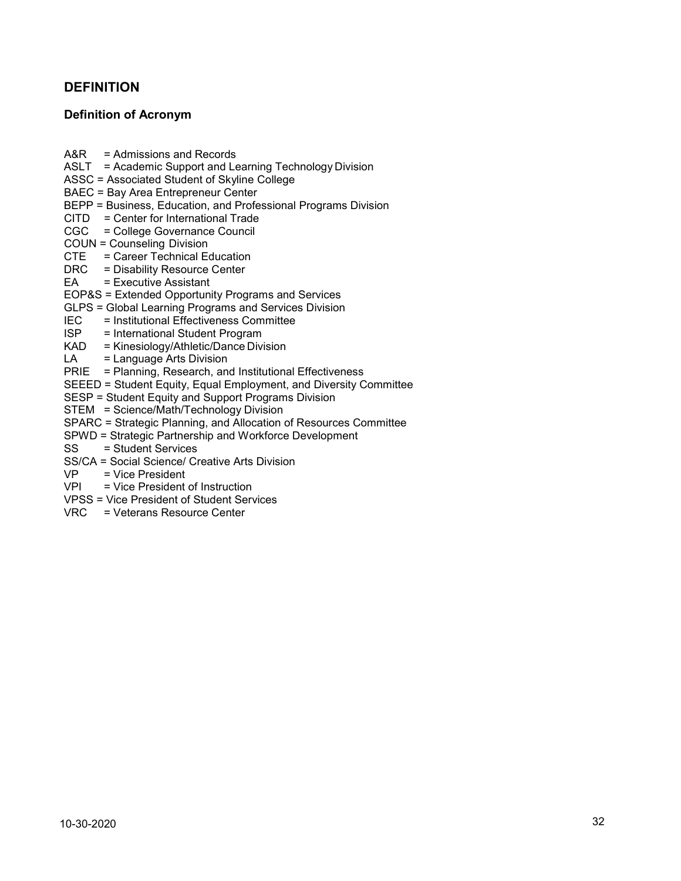## DEFINITION

### Definition of Acronym

A&R = Admissions and Records
ASLT = Academic Support and Learning Technology Division
ASSC = Associated Student of Skyline College
BAEC = Bay Area Entrepreneur Center
BEPP = Business, Education, and Professional Programs Division
CITD = Center for International Trade
CGC = College Governance Council
COUN = Counseling Division
CTE = Career Technical Education
DRC = Disability Resource Center
EA = Executive Assistant
EOP&S = Extended Opportunity Programs and Services
GLPS = Global Learning Programs and Services Division
IEC = Institutional Effectiveness Committee
ISP = International Student Program
KAD = Kinesiology/Athletic/Dance Division
LA = Language Arts Division
PRIE = Planning, Research, and Institutional Effectiveness
SEEED = Student Equity, Equal Employment, and Diversity Committee
SESP = Student Equity and Support Programs Division
STEM = Science/Math/Technology Division
SPARC = Strategic Planning, and Allocation of Resources Committee
SPWD = Strategic Partnership and Workforce Development
SS = Student Services
SS/CA = Social Science/ Creative Arts Division
VP = Vice President
VPI = Vice President of Instruction
VPSS = Vice President of Student Services
VRC = Veterans Resource Center

10-30-2020